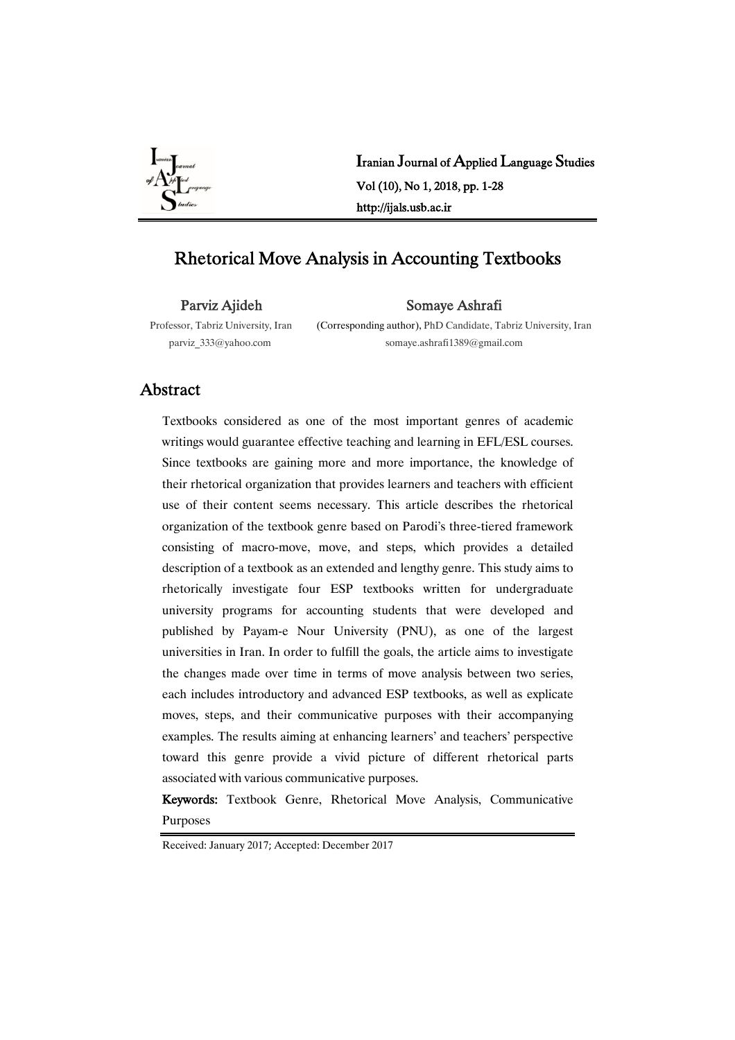# Rhetorical Move Analysis in Accounting Textbooks

**Parviz Ajideh**
Professor, Tabriz University, Iran
parviz_333@yahoo.com

**Somaye Ashrafi**
(Corresponding author), PhD Candidate, Tabriz University, Iran
somaye.ashrafi1389@gmail.com

## Abstract

Textbooks considered as one of the most important genres of academic writings would guarantee effective teaching and learning in EFL/ESL courses. Since textbooks are gaining more and more importance, the knowledge of their rhetorical organization that provides learners and teachers with efficient use of their content seems necessary. This article describes the rhetorical organization of the textbook genre based on Parodi's three-tiered framework consisting of macro-move, move, and steps, which provides a detailed description of a textbook as an extended and lengthy genre. This study aims to rhetorically investigate four ESP textbooks written for undergraduate university programs for accounting students that were developed and published by Payam-e Nour University (PNU), as one of the largest universities in Iran. In order to fulfill the goals, the article aims to investigate the changes made over time in terms of move analysis between two series, each includes introductory and advanced ESP textbooks, as well as explicate moves, steps, and their communicative purposes with their accompanying examples. The results aiming at enhancing learners' and teachers' perspective toward this genre provide a vivid picture of different rhetorical parts associated with various communicative purposes.

**Keywords:** Textbook Genre, Rhetorical Move Analysis, Communicative Purposes

Received: January 2017; Accepted: December 2017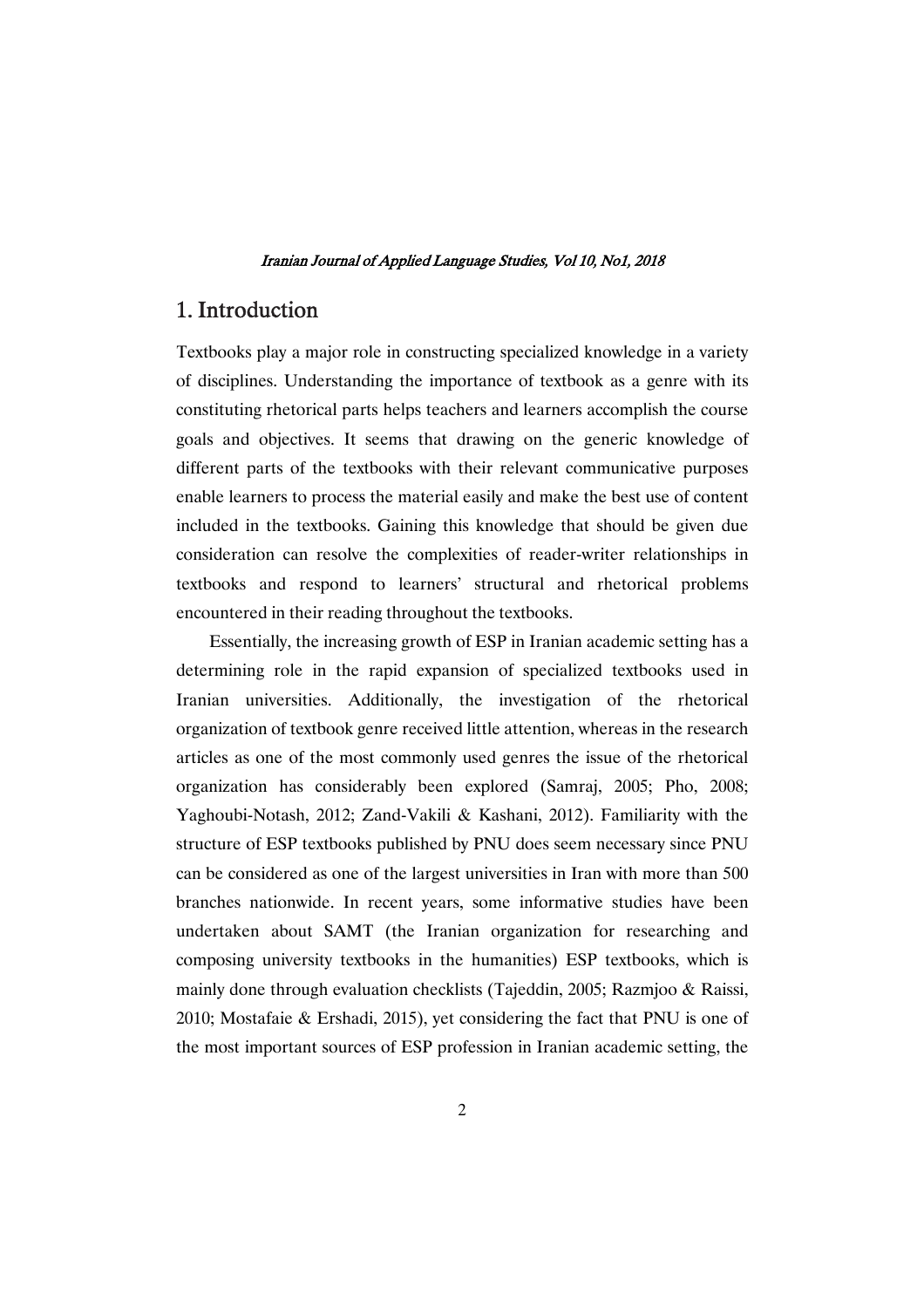# 1. Introduction

Textbooks play a major role in constructing specialized knowledge in a variety of disciplines. Understanding the importance of textbook as a genre with its constituting rhetorical parts helps teachers and learners accomplish the course goals and objectives. It seems that drawing on the generic knowledge of different parts of the textbooks with their relevant communicative purposes enable learners to process the material easily and make the best use of content included in the textbooks. Gaining this knowledge that should be given due consideration can resolve the complexities of reader-writer relationships in textbooks and respond to learners' structural and rhetorical problems encountered in their reading throughout the textbooks.

Essentially, the increasing growth of ESP in Iranian academic setting has a determining role in the rapid expansion of specialized textbooks used in Iranian universities. Additionally, the investigation of the rhetorical organization of textbook genre received little attention, whereas in the research articles as one of the most commonly used genres the issue of the rhetorical organization has considerably been explored (Samraj, 2005; Pho, 2008; Yaghoubi-Notash, 2012; Zand-Vakili & Kashani, 2012). Familiarity with the structure of ESP textbooks published by PNU does seem necessary since PNU can be considered as one of the largest universities in Iran with more than 500 branches nationwide. In recent years, some informative studies have been undertaken about SAMT (the Iranian organization for researching and composing university textbooks in the humanities) ESP textbooks, which is mainly done through evaluation checklists (Tajeddin, 2005; Razmjoo & Raissi, 2010; Mostafaie & Ershadi, 2015), yet considering the fact that PNU is one of the most important sources of ESP profession in Iranian academic setting, the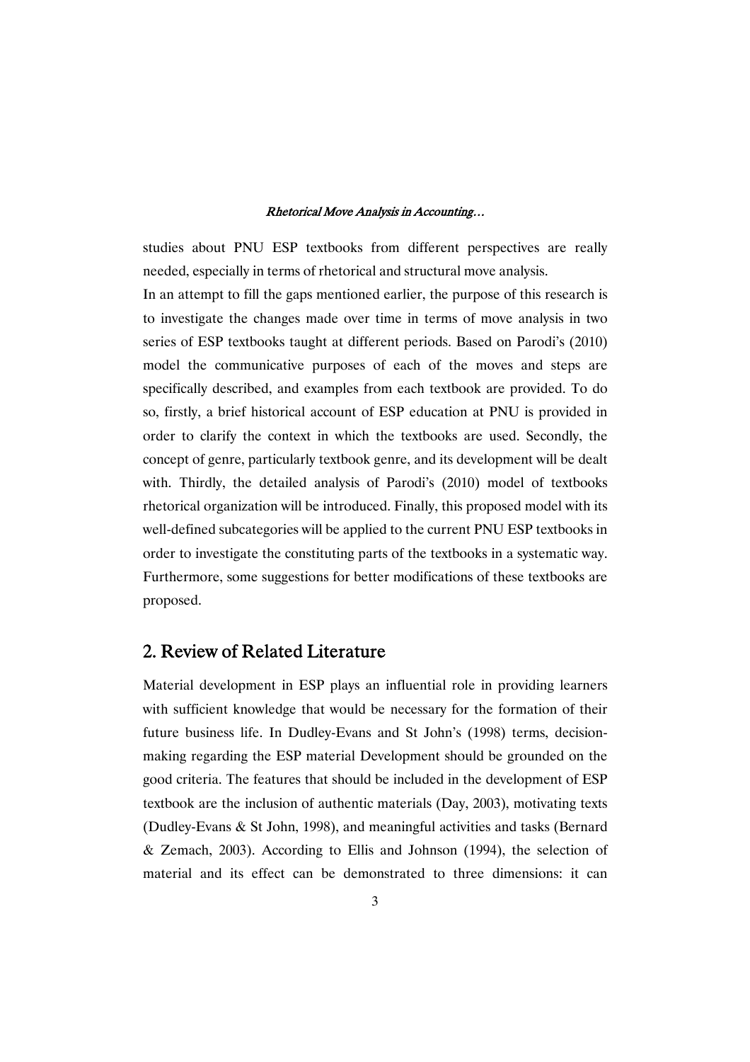studies about PNU ESP textbooks from different perspectives are really needed, especially in terms of rhetorical and structural move analysis.

In an attempt to fill the gaps mentioned earlier, the purpose of this research is to investigate the changes made over time in terms of move analysis in two series of ESP textbooks taught at different periods. Based on Parodi's (2010) model the communicative purposes of each of the moves and steps are specifically described, and examples from each textbook are provided. To do so, firstly, a brief historical account of ESP education at PNU is provided in order to clarify the context in which the textbooks are used. Secondly, the concept of genre, particularly textbook genre, and its development will be dealt with. Thirdly, the detailed analysis of Parodi's (2010) model of textbooks rhetorical organization will be introduced. Finally, this proposed model with its well-defined subcategories will be applied to the current PNU ESP textbooks in order to investigate the constituting parts of the textbooks in a systematic way. Furthermore, some suggestions for better modifications of these textbooks are proposed.

## 2. Review of Related Literature

Material development in ESP plays an influential role in providing learners with sufficient knowledge that would be necessary for the formation of their future business life. In Dudley-Evans and St John's (1998) terms, decision-making regarding the ESP material Development should be grounded on the good criteria. The features that should be included in the development of ESP textbook are the inclusion of authentic materials (Day, 2003), motivating texts (Dudley-Evans & St John, 1998), and meaningful activities and tasks (Bernard & Zemach, 2003). According to Ellis and Johnson (1994), the selection of material and its effect can be demonstrated to three dimensions: it can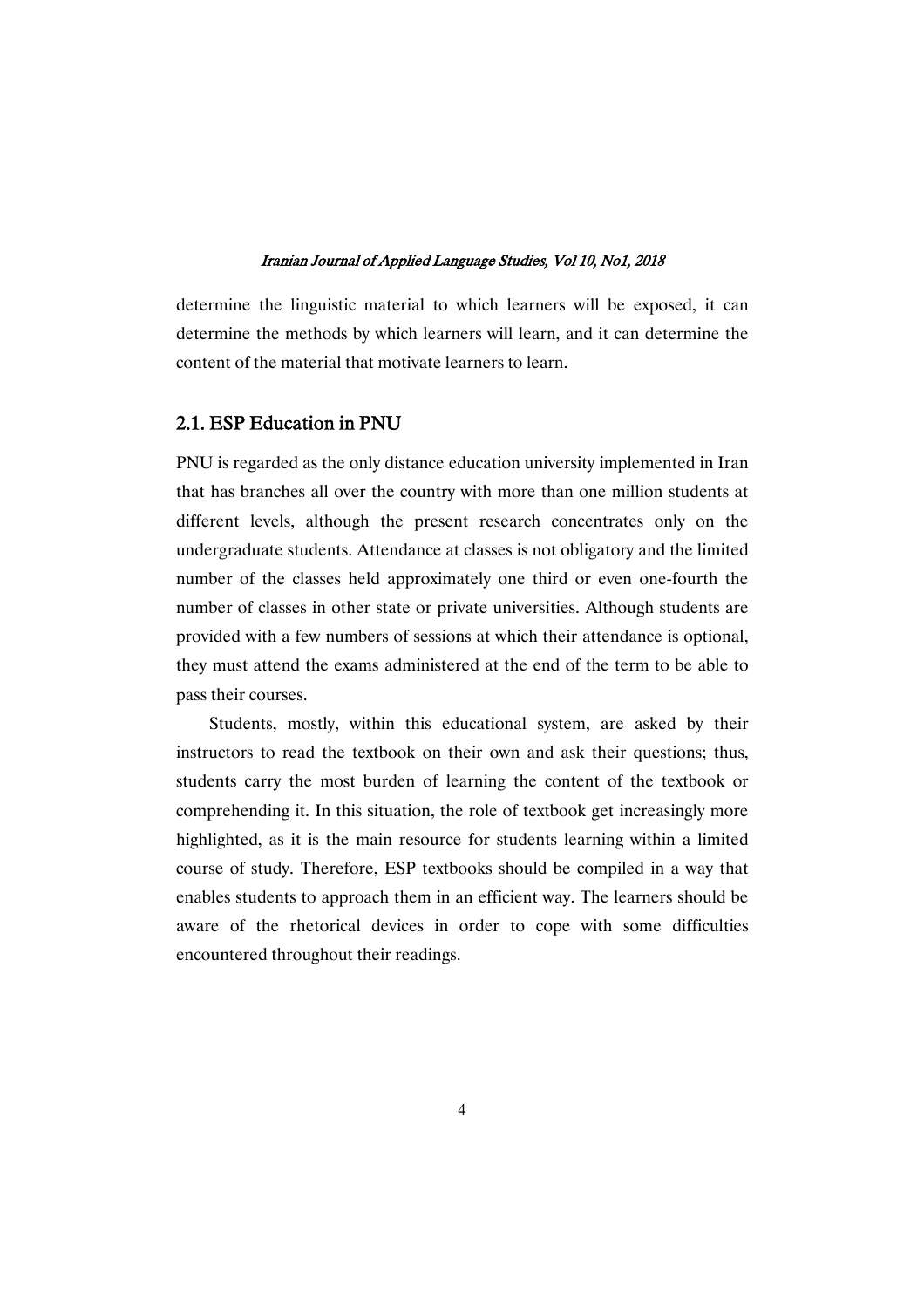determine the linguistic material to which learners will be exposed, it can determine the methods by which learners will learn, and it can determine the content of the material that motivate learners to learn.

## 2.1. ESP Education in PNU

PNU is regarded as the only distance education university implemented in Iran that has branches all over the country with more than one million students at different levels, although the present research concentrates only on the undergraduate students. Attendance at classes is not obligatory and the limited number of the classes held approximately one third or even one-fourth the number of classes in other state or private universities. Although students are provided with a few numbers of sessions at which their attendance is optional, they must attend the exams administered at the end of the term to be able to pass their courses.

Students, mostly, within this educational system, are asked by their instructors to read the textbook on their own and ask their questions; thus, students carry the most burden of learning the content of the textbook or comprehending it. In this situation, the role of textbook get increasingly more highlighted, as it is the main resource for students learning within a limited course of study. Therefore, ESP textbooks should be compiled in a way that enables students to approach them in an efficient way. The learners should be aware of the rhetorical devices in order to cope with some difficulties encountered throughout their readings.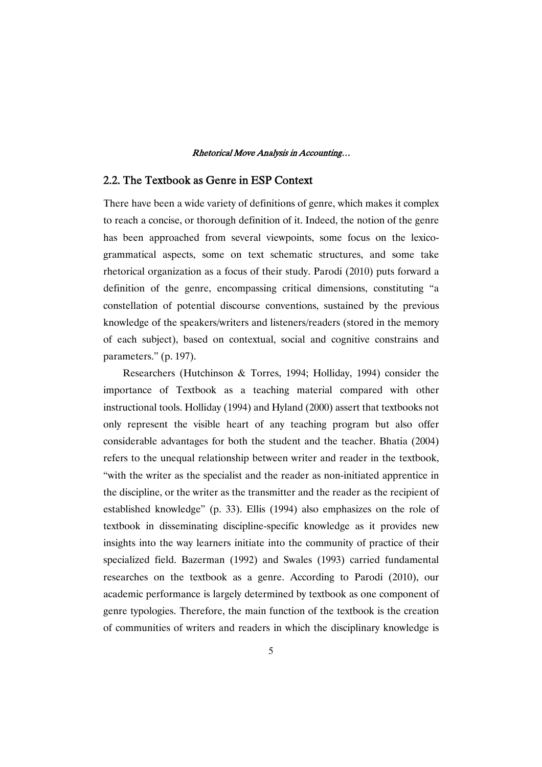## 2.2. The Textbook as Genre in ESP Context

There have been a wide variety of definitions of genre, which makes it complex to reach a concise, or thorough definition of it. Indeed, the notion of the genre has been approached from several viewpoints, some focus on the lexico-grammatical aspects, some on text schematic structures, and some take rhetorical organization as a focus of their study. Parodi (2010) puts forward a definition of the genre, encompassing critical dimensions, constituting "a constellation of potential discourse conventions, sustained by the previous knowledge of the speakers/writers and listeners/readers (stored in the memory of each subject), based on contextual, social and cognitive constrains and parameters." (p. 197).

Researchers (Hutchinson & Torres, 1994; Holliday, 1994) consider the importance of Textbook as a teaching material compared with other instructional tools. Holliday (1994) and Hyland (2000) assert that textbooks not only represent the visible heart of any teaching program but also offer considerable advantages for both the student and the teacher. Bhatia (2004) refers to the unequal relationship between writer and reader in the textbook, "with the writer as the specialist and the reader as non-initiated apprentice in the discipline, or the writer as the transmitter and the reader as the recipient of established knowledge" (p. 33). Ellis (1994) also emphasizes on the role of textbook in disseminating discipline-specific knowledge as it provides new insights into the way learners initiate into the community of practice of their specialized field. Bazerman (1992) and Swales (1993) carried fundamental researches on the textbook as a genre. According to Parodi (2010), our academic performance is largely determined by textbook as one component of genre typologies. Therefore, the main function of the textbook is the creation of communities of writers and readers in which the disciplinary knowledge is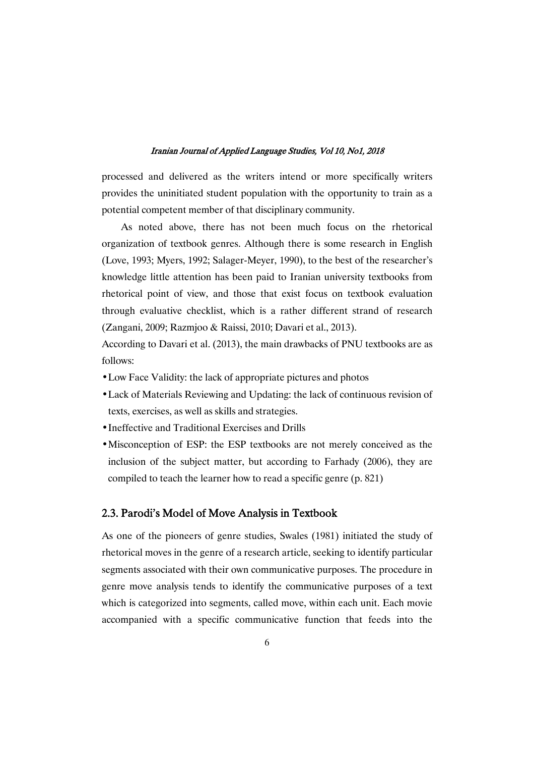processed and delivered as the writers intend or more specifically writers provides the uninitiated student population with the opportunity to train as a potential competent member of that disciplinary community.

As noted above, there has not been much focus on the rhetorical organization of textbook genres. Although there is some research in English (Love, 1993; Myers, 1992; Salager-Meyer, 1990), to the best of the researcher's knowledge little attention has been paid to Iranian university textbooks from rhetorical point of view, and those that exist focus on textbook evaluation through evaluative checklist, which is a rather different strand of research (Zangani, 2009; Razmjoo & Raissi, 2010; Davari et al., 2013).

According to Davari et al. (2013), the main drawbacks of PNU textbooks are as follows:

- Low Face Validity: the lack of appropriate pictures and photos
- Lack of Materials Reviewing and Updating: the lack of continuous revision of texts, exercises, as well as skills and strategies.
- Ineffective and Traditional Exercises and Drills
- Misconception of ESP: the ESP textbooks are not merely conceived as the inclusion of the subject matter, but according to Farhady (2006), they are compiled to teach the learner how to read a specific genre (p. 821)

## 2.3. Parodi's Model of Move Analysis in Textbook

As one of the pioneers of genre studies, Swales (1981) initiated the study of rhetorical moves in the genre of a research article, seeking to identify particular segments associated with their own communicative purposes. The procedure in genre move analysis tends to identify the communicative purposes of a text which is categorized into segments, called move, within each unit. Each movie accompanied with a specific communicative function that feeds into the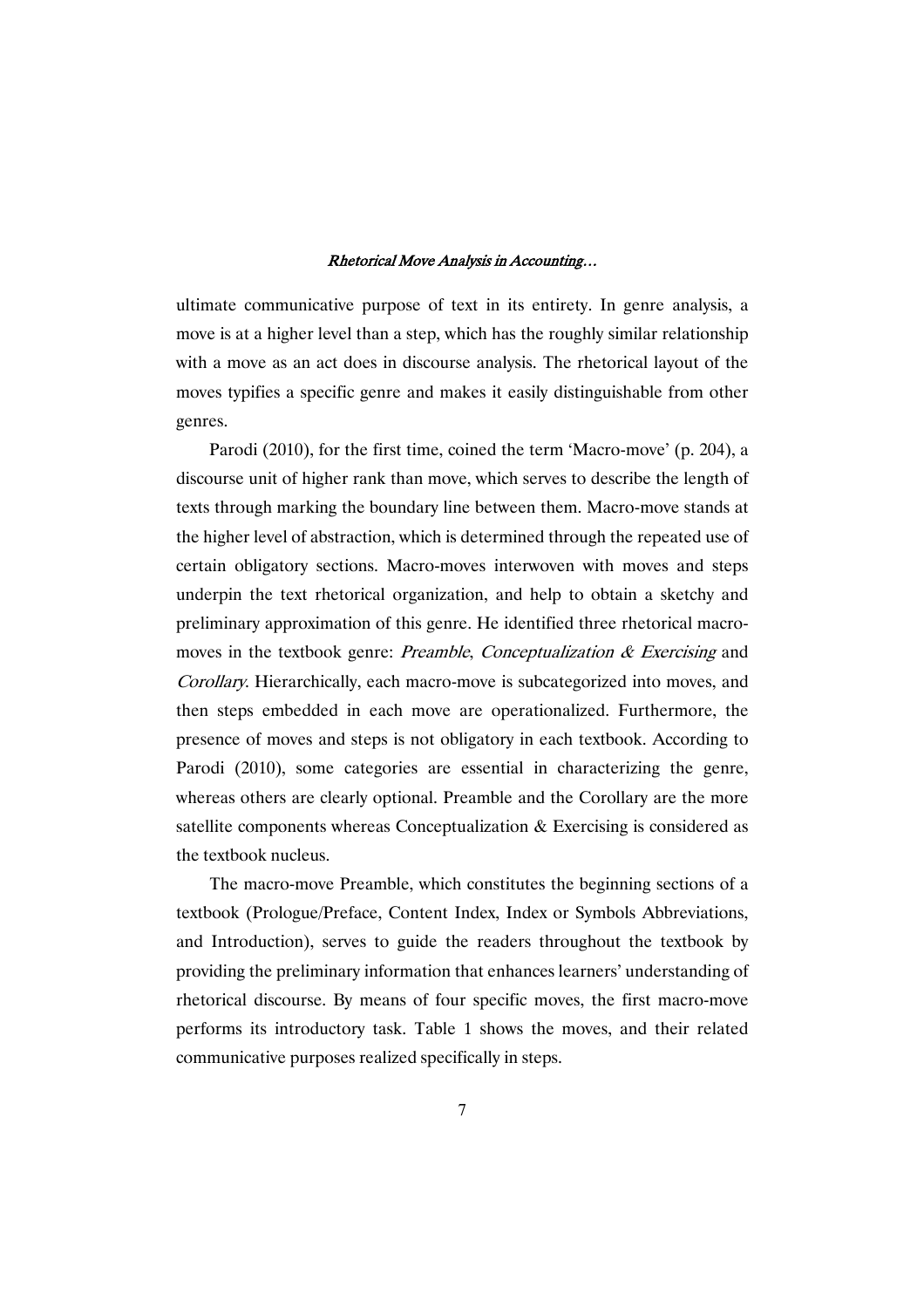ultimate communicative purpose of text in its entirety. In genre analysis, a move is at a higher level than a step, which has the roughly similar relationship with a move as an act does in discourse analysis. The rhetorical layout of the moves typifies a specific genre and makes it easily distinguishable from other genres.

Parodi (2010), for the first time, coined the term 'Macro-move' (p. 204), a discourse unit of higher rank than move, which serves to describe the length of texts through marking the boundary line between them. Macro-move stands at the higher level of abstraction, which is determined through the repeated use of certain obligatory sections. Macro-moves interwoven with moves and steps underpin the text rhetorical organization, and help to obtain a sketchy and preliminary approximation of this genre. He identified three rhetorical macro-moves in the textbook genre: *Preamble*, *Conceptualization & Exercising* and *Corollary*. Hierarchically, each macro-move is subcategorized into moves, and then steps embedded in each move are operationalized. Furthermore, the presence of moves and steps is not obligatory in each textbook. According to Parodi (2010), some categories are essential in characterizing the genre, whereas others are clearly optional. Preamble and the Corollary are the more satellite components whereas Conceptualization & Exercising is considered as the textbook nucleus.

The macro-move Preamble, which constitutes the beginning sections of a textbook (Prologue/Preface, Content Index, Index or Symbols Abbreviations, and Introduction), serves to guide the readers throughout the textbook by providing the preliminary information that enhances learners' understanding of rhetorical discourse. By means of four specific moves, the first macro-move performs its introductory task. Table 1 shows the moves, and their related communicative purposes realized specifically in steps.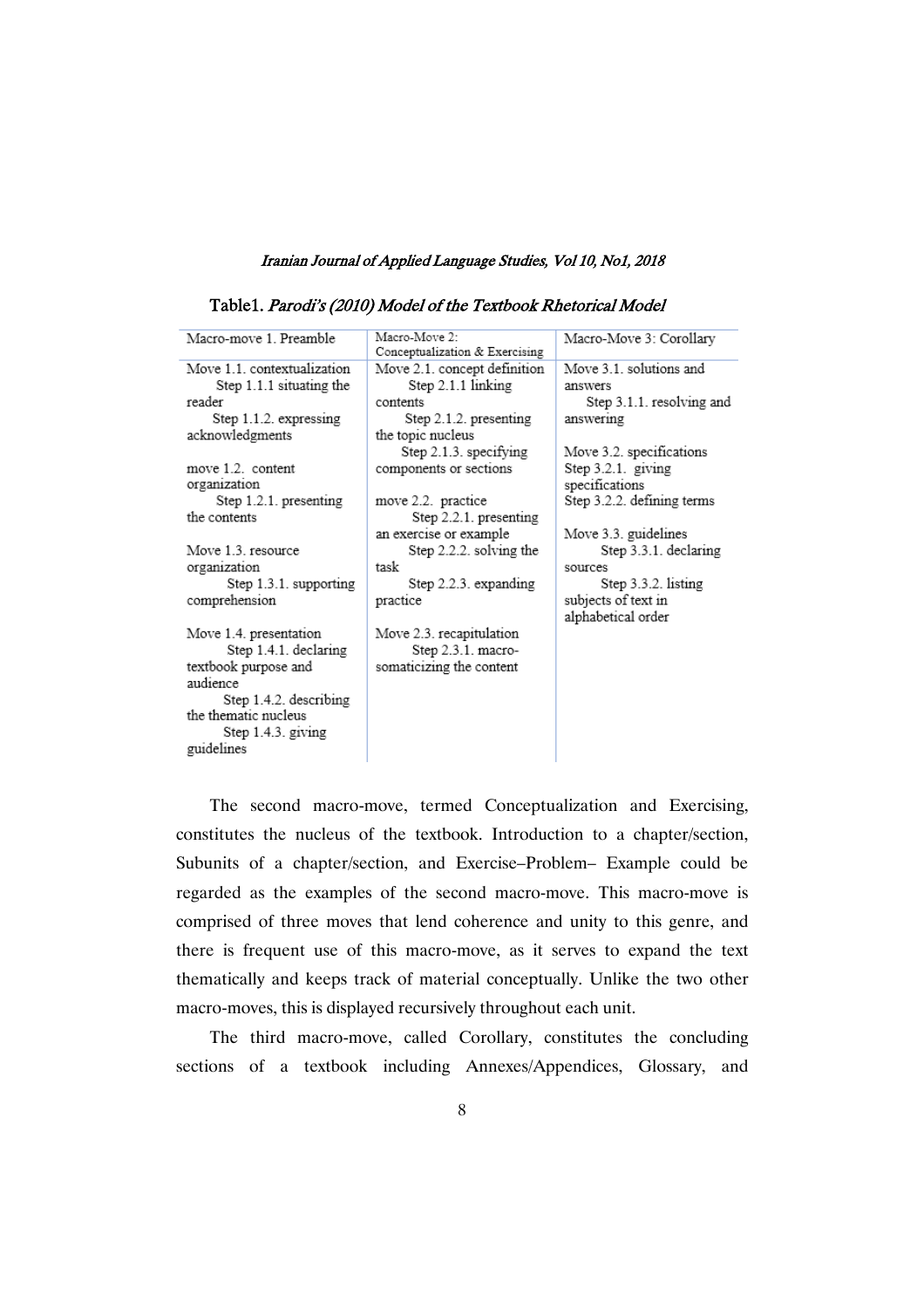Table1. *Parodi's (2010) Model of the Textbook Rhetorical Model*

| Macro-move 1. Preamble | Macro-Move 2: Conceptualization & Exercising | Macro-Move 3: Corollary |
|---|---|---|
| Move 1.1. contextualization<br>Step 1.1.1 situating the reader<br>Step 1.1.2. expressing acknowledgments<br><br>move 1.2. content organization<br>Step 1.2.1. presenting the contents<br><br>Move 1.3. resource organization<br>Step 1.3.1. supporting comprehension<br><br>Move 1.4. presentation<br>Step 1.4.1. declaring textbook purpose and audience<br>Step 1.4.2. describing the thematic nucleus<br>Step 1.4.3. giving guidelines | Move 2.1. concept definition<br>Step 2.1.1 linking contents<br>Step 2.1.2. presenting the topic nucleus<br>Step 2.1.3. specifying components or sections<br><br>move 2.2. practice<br>Step 2.2.1. presenting an exercise or example<br>Step 2.2.2. solving the task<br>Step 2.2.3. expanding practice<br><br>Move 2.3. recapitulation<br>Step 2.3.1. macro-somaticizing the content | Move 3.1. solutions and answers<br>Step 3.1.1. resolving and answering<br><br>Move 3.2. specifications<br>Step 3.2.1. giving specifications<br>Step 3.2.2. defining terms<br><br>Move 3.3. guidelines<br>Step 3.3.1. declaring sources<br>Step 3.3.2. listing subjects of text in alphabetical order |

The second macro-move, termed Conceptualization and Exercising, constitutes the nucleus of the textbook. Introduction to a chapter/section, Subunits of a chapter/section, and Exercise–Problem– Example could be regarded as the examples of the second macro-move. This macro-move is comprised of three moves that lend coherence and unity to this genre, and there is frequent use of this macro-move, as it serves to expand the text thematically and keeps track of material conceptually. Unlike the two other macro-moves, this is displayed recursively throughout each unit.

The third macro-move, called Corollary, constitutes the concluding sections of a textbook including Annexes/Appendices, Glossary, and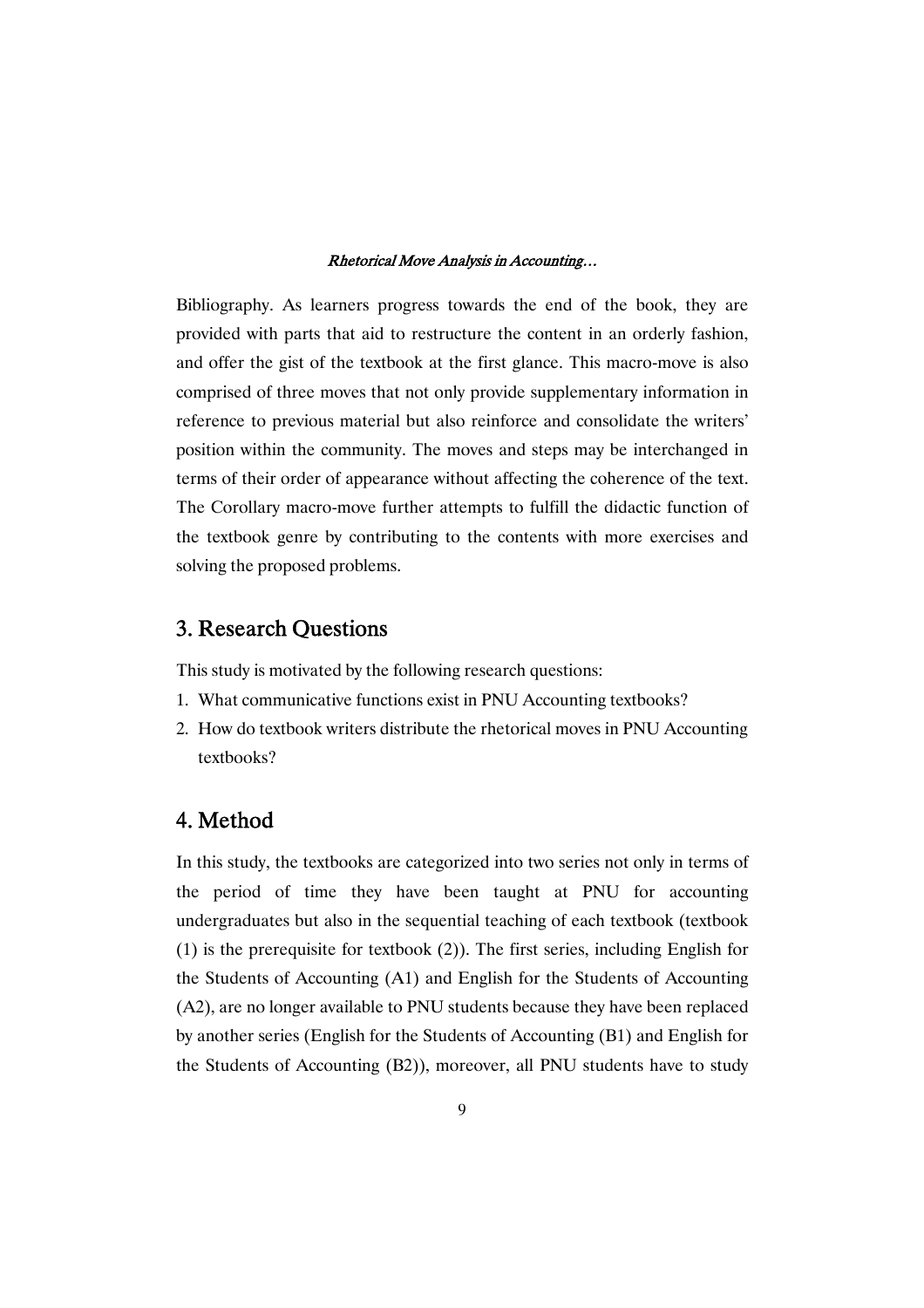Bibliography. As learners progress towards the end of the book, they are provided with parts that aid to restructure the content in an orderly fashion, and offer the gist of the textbook at the first glance. This macro-move is also comprised of three moves that not only provide supplementary information in reference to previous material but also reinforce and consolidate the writers' position within the community. The moves and steps may be interchanged in terms of their order of appearance without affecting the coherence of the text. The Corollary macro-move further attempts to fulfill the didactic function of the textbook genre by contributing to the contents with more exercises and solving the proposed problems.

## 3. Research Questions

This study is motivated by the following research questions:

1. What communicative functions exist in PNU Accounting textbooks?
2. How do textbook writers distribute the rhetorical moves in PNU Accounting textbooks?

## 4. Method

In this study, the textbooks are categorized into two series not only in terms of the period of time they have been taught at PNU for accounting undergraduates but also in the sequential teaching of each textbook (textbook (1) is the prerequisite for textbook (2)). The first series, including English for the Students of Accounting (A1) and English for the Students of Accounting (A2), are no longer available to PNU students because they have been replaced by another series (English for the Students of Accounting (B1) and English for the Students of Accounting (B2)), moreover, all PNU students have to study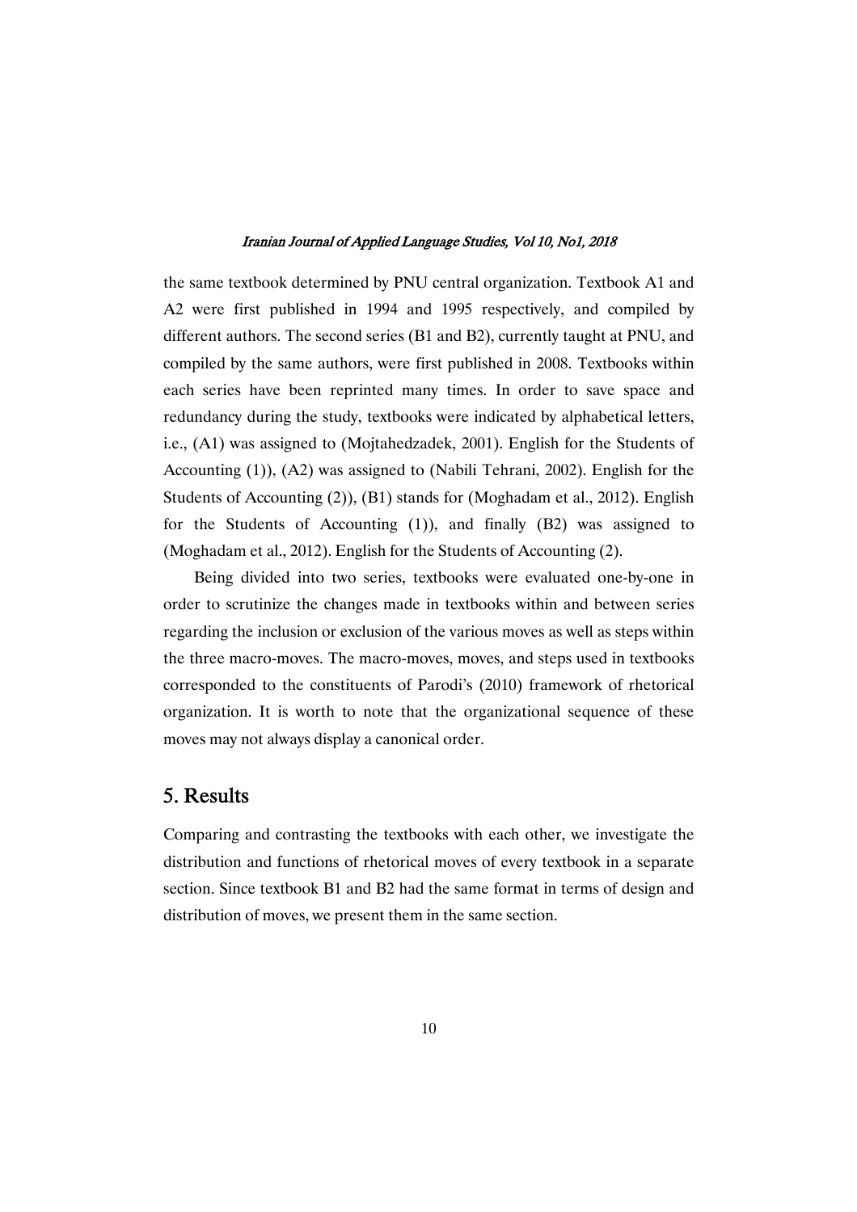the same textbook determined by PNU central organization. Textbook A1 and A2 were first published in 1994 and 1995 respectively, and compiled by different authors. The second series (B1 and B2), currently taught at PNU, and compiled by the same authors, were first published in 2008. Textbooks within each series have been reprinted many times. In order to save space and redundancy during the study, textbooks were indicated by alphabetical letters, i.e., (A1) was assigned to (Mojtahedzadek, 2001). English for the Students of Accounting (1)), (A2) was assigned to (Nabili Tehrani, 2002). English for the Students of Accounting (2)), (B1) stands for (Moghadam et al., 2012). English for the Students of Accounting (1)), and finally (B2) was assigned to (Moghadam et al., 2012). English for the Students of Accounting (2).

Being divided into two series, textbooks were evaluated one-by-one in order to scrutinize the changes made in textbooks within and between series regarding the inclusion or exclusion of the various moves as well as steps within the three macro-moves. The macro-moves, moves, and steps used in textbooks corresponded to the constituents of Parodi's (2010) framework of rhetorical organization. It is worth to note that the organizational sequence of these moves may not always display a canonical order.

## 5. Results

Comparing and contrasting the textbooks with each other, we investigate the distribution and functions of rhetorical moves of every textbook in a separate section. Since textbook B1 and B2 had the same format in terms of design and distribution of moves, we present them in the same section.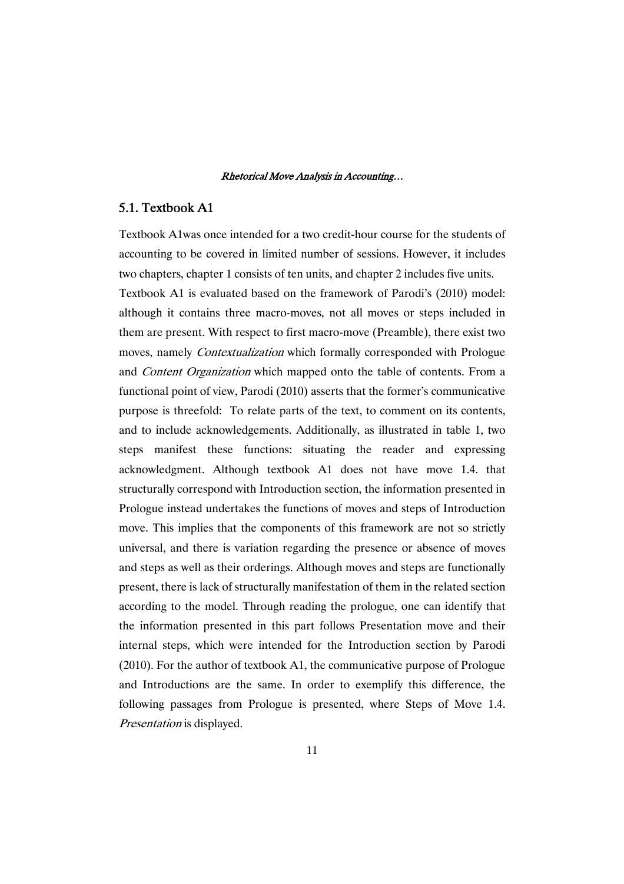## 5.1. Textbook A1

Textbook A1was once intended for a two credit-hour course for the students of accounting to be covered in limited number of sessions. However, it includes two chapters, chapter 1 consists of ten units, and chapter 2 includes five units.

Textbook A1 is evaluated based on the framework of Parodi's (2010) model: although it contains three macro-moves, not all moves or steps included in them are present. With respect to first macro-move (Preamble), there exist two moves, namely *Contextualization* which formally corresponded with Prologue and *Content Organization* which mapped onto the table of contents. From a functional point of view, Parodi (2010) asserts that the former's communicative purpose is threefold: To relate parts of the text, to comment on its contents, and to include acknowledgements. Additionally, as illustrated in table 1, two steps manifest these functions: situating the reader and expressing acknowledgment. Although textbook A1 does not have move 1.4. that structurally correspond with Introduction section, the information presented in Prologue instead undertakes the functions of moves and steps of Introduction move. This implies that the components of this framework are not so strictly universal, and there is variation regarding the presence or absence of moves and steps as well as their orderings. Although moves and steps are functionally present, there is lack of structurally manifestation of them in the related section according to the model. Through reading the prologue, one can identify that the information presented in this part follows Presentation move and their internal steps, which were intended for the Introduction section by Parodi (2010). For the author of textbook A1, the communicative purpose of Prologue and Introductions are the same. In order to exemplify this difference, the following passages from Prologue is presented, where Steps of Move 1.4. *Presentation* is displayed.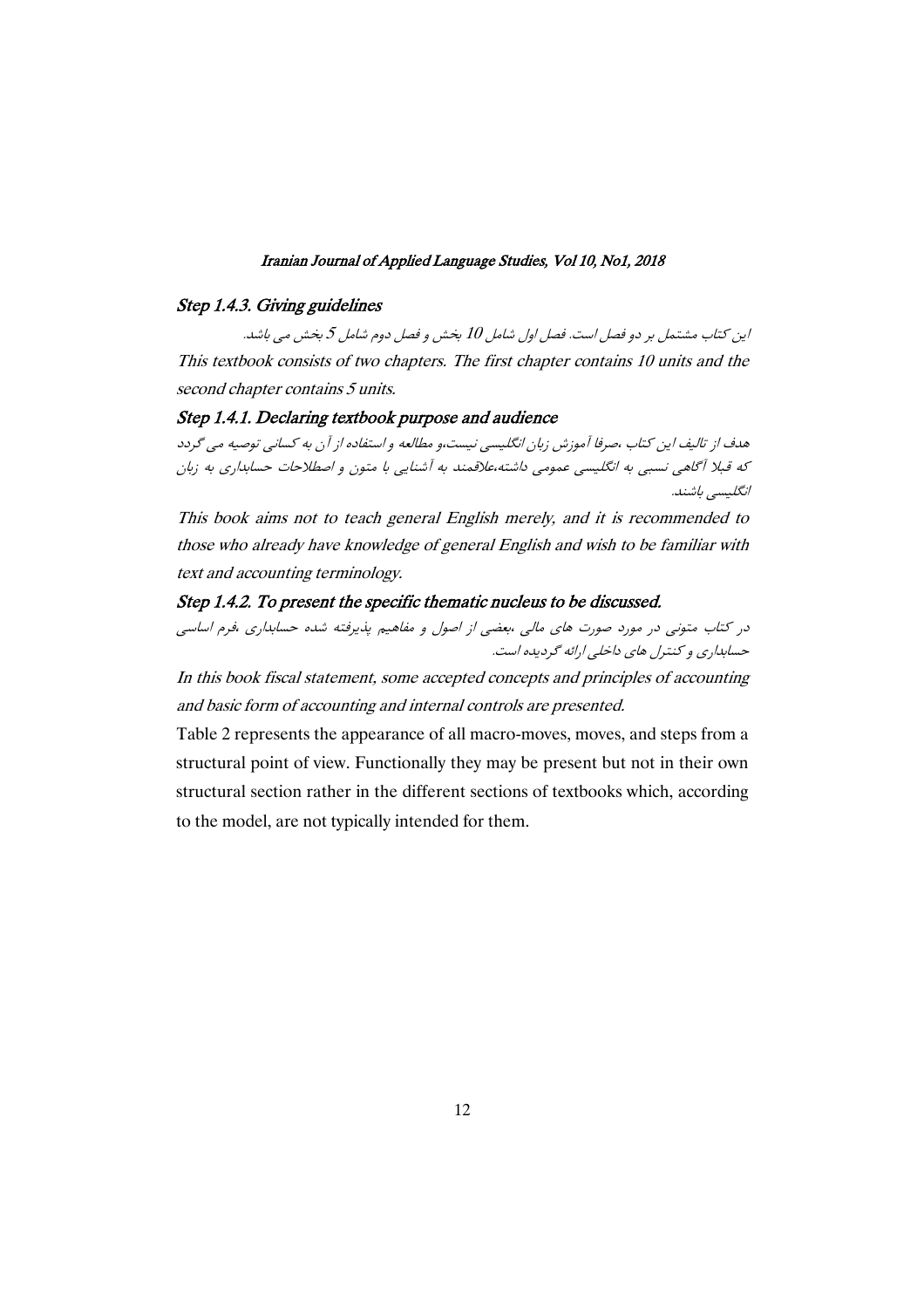*Step 1.4.3. Giving guidelines*

*این کتاب مشتمل بر دو فصل است. فصل اول شامل 10 بخش و فصل دوم شامل 5 بخش می باشد.*

*This textbook consists of two chapters. The first chapter contains 10 units and the second chapter contains 5 units.*

*Step 1.4.1. Declaring textbook purpose and audience*

*هدف از تالیف این کتاب ،صرفا آموزش زبان انگلیسی نیست،و مطالعه و استفاده از آن به کسانی توصیه می گردد که قبلا آگاهی نسبی به انگلیسی عمومی داشته،علاقمند به آشنایی با متون و اصطلاحات حسابداری به زبان انگلیسی باشند.*

*This book aims not to teach general English merely, and it is recommended to those who already have knowledge of general English and wish to be familiar with text and accounting terminology.*

*Step 1.4.2. To present the specific thematic nucleus to be discussed.*

*در کتاب متونی در مورد صورت های مالی ،بعضی از اصول و مفاهیم پذیرفته شده حسابداری ،فرم اساسی حسابداری و کنترل های داخلی ارائه گردیده است.*

*In this book fiscal statement, some accepted concepts and principles of accounting and basic form of accounting and internal controls are presented.*

Table 2 represents the appearance of all macro-moves, moves, and steps from a structural point of view. Functionally they may be present but not in their own structural section rather in the different sections of textbooks which, according to the model, are not typically intended for them.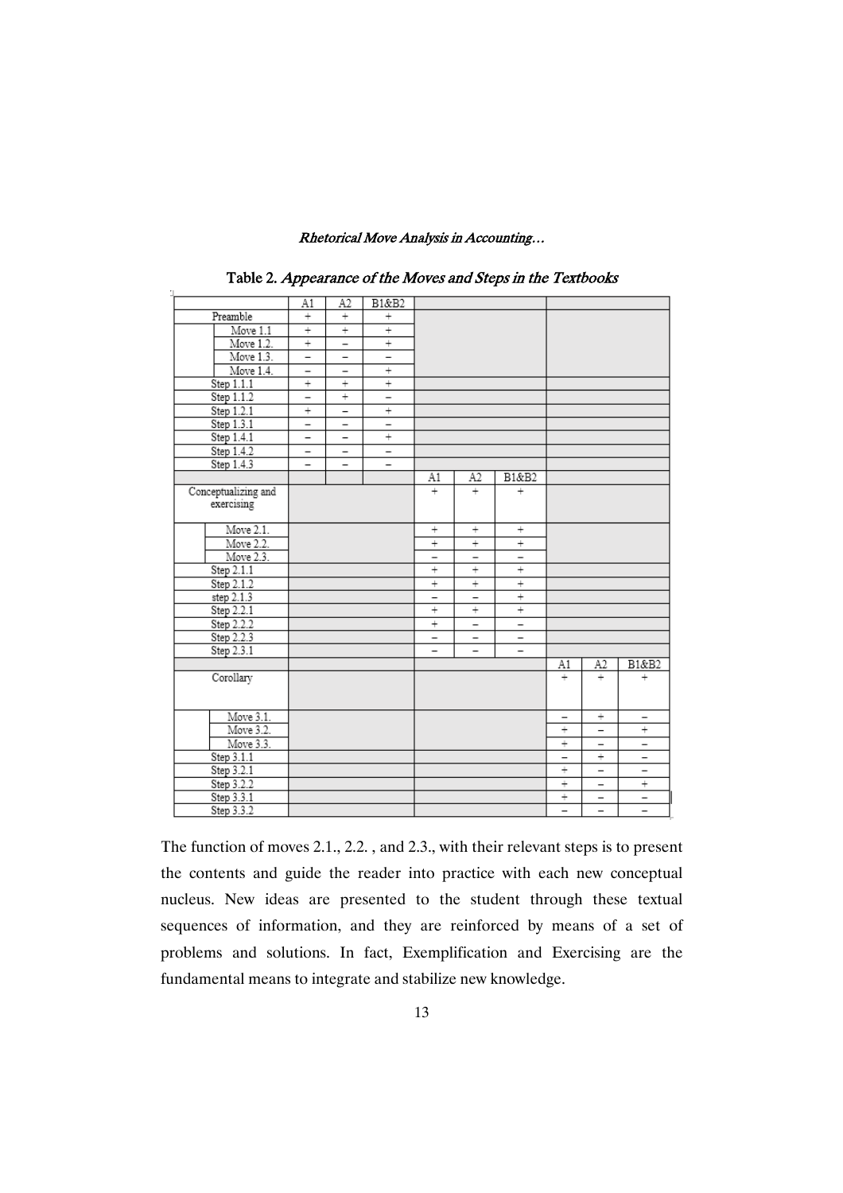Table 2. *Appearance of the Moves and Steps in the Textbooks*

| | A1 | A2 | B1&B2 | | | | | | |
|---|---|---|---|---|---|---|---|---|---|
| Preamble | + | + | + | | | | | | |
| Move 1.1 | + | + | + | | | | | | |
| Move 1.2. | + | − | + | | | | | | |
| Move 1.3. | − | − | − | | | | | | |
| Move 1.4. | − | − | + | | | | | | |
| Step 1.1.1 | + | + | + | | | | | | |
| Step 1.1.2 | − | + | − | | | | | | |
| Step 1.2.1 | + | − | + | | | | | | |
| Step 1.3.1 | − | − | − | | | | | | |
| Step 1.4.1 | − | − | + | | | | | | |
| Step 1.4.2 | − | − | − | | | | | | |
| Step 1.4.3 | − | − | − | | | | | | |
| | | | | A1 | A2 | B1&B2 | | | |
| Conceptualizing and exercising | | | | + | + | + | | | |
| Move 2.1. | | | | + | + | + | | | |
| Move 2.2. | | | | + | + | + | | | |
| Move 2.3. | | | | − | − | − | | | |
| Step 2.1.1 | | | | + | + | + | | | |
| Step 2.1.2 | | | | + | + | + | | | |
| step 2.1.3 | | | | − | − | + | | | |
| Step 2.2.1 | | | | + | + | + | | | |
| Step 2.2.2 | | | | + | − | − | | | |
| Step 2.2.3 | | | | − | − | − | | | |
| Step 2.3.1 | | | | − | − | − | | | |
| | | | | | | | A1 | A2 | B1&B2 |
| Corollary | | | | | | | + | + | + |
| Move 3.1. | | | | | | | − | + | − |
| Move 3.2. | | | | | | | + | − | + |
| Move 3.3. | | | | | | | + | − | − |
| Step 3.1.1 | | | | | | | − | + | − |
| Step 3.2.1 | | | | | | | + | − | − |
| Step 3.2.2 | | | | | | | + | − | + |
| Step 3.3.1 | | | | | | | + | − | − |
| Step 3.3.2 | | | | | | | − | − | − |

The function of moves 2.1., 2.2. , and 2.3., with their relevant steps is to present the contents and guide the reader into practice with each new conceptual nucleus. New ideas are presented to the student through these textual sequences of information, and they are reinforced by means of a set of problems and solutions. In fact, Exemplification and Exercising are the fundamental means to integrate and stabilize new knowledge.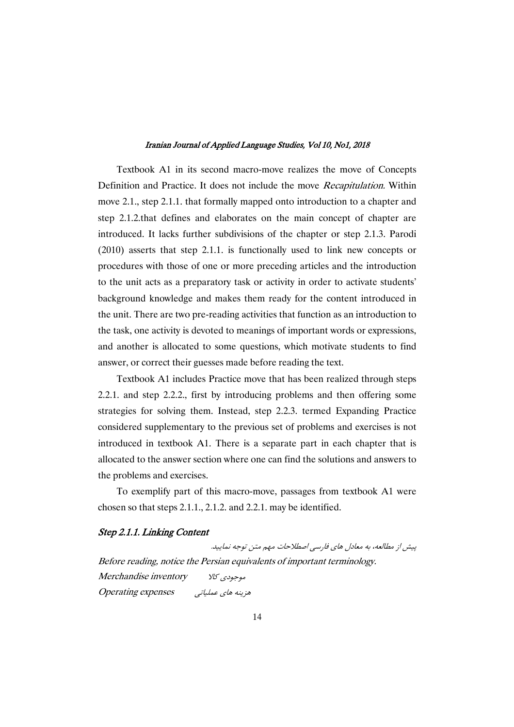Textbook A1 in its second macro-move realizes the move of Concepts Definition and Practice. It does not include the move *Recapitulation*. Within move 2.1., step 2.1.1. that formally mapped onto introduction to a chapter and step 2.1.2.that defines and elaborates on the main concept of chapter are introduced. It lacks further subdivisions of the chapter or step 2.1.3. Parodi (2010) asserts that step 2.1.1. is functionally used to link new concepts or procedures with those of one or more preceding articles and the introduction to the unit acts as a preparatory task or activity in order to activate students' background knowledge and makes them ready for the content introduced in the unit. There are two pre-reading activities that function as an introduction to the task, one activity is devoted to meanings of important words or expressions, and another is allocated to some questions, which motivate students to find answer, or correct their guesses made before reading the text.

Textbook A1 includes Practice move that has been realized through steps 2.2.1. and step 2.2.2., first by introducing problems and then offering some strategies for solving them. Instead, step 2.2.3. termed Expanding Practice considered supplementary to the previous set of problems and exercises is not introduced in textbook A1. There is a separate part in each chapter that is allocated to the answer section where one can find the solutions and answers to the problems and exercises.

To exemplify part of this macro-move, passages from textbook A1 were chosen so that steps 2.1.1., 2.1.2. and 2.2.1. may be identified.

### *Step 2.1.1. Linking Content*

*پیش از مطالعه، به معادل های فارسی اصطلاحات مهم متن توجه نمایید.*

*Before reading, notice the Persian equivalents of important terminology.*

*Merchandise inventory* موجودی کالا

*Operating expenses* هزینه های عملیاتی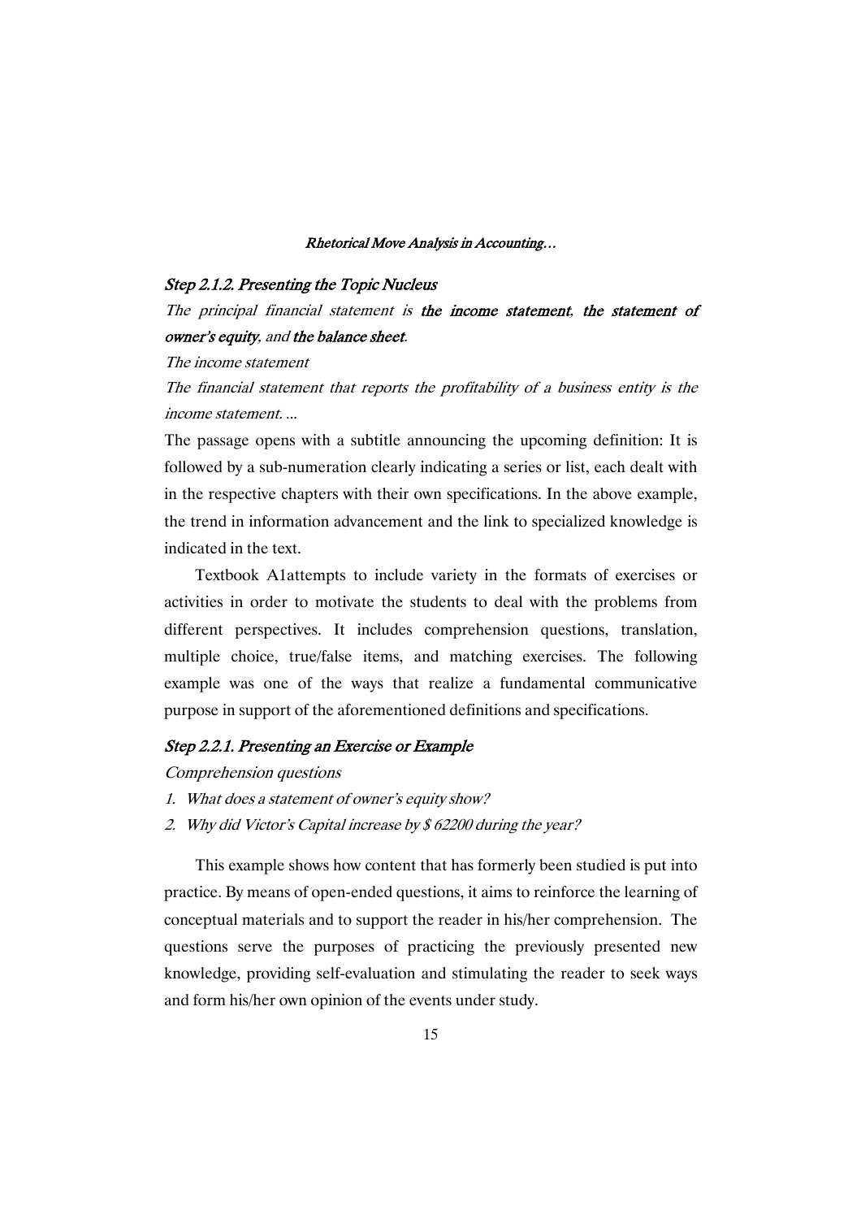#### *Step 2.1.2. Presenting the Topic Nucleus*

*The principal financial statement is* ***the income statement****,* ***the statement of owner's equity****, and* ***the balance sheet****.*

*The income statement*

*The financial statement that reports the profitability of a business entity is the income statement. ...*

The passage opens with a subtitle announcing the upcoming definition: It is followed by a sub-numeration clearly indicating a series or list, each dealt with in the respective chapters with their own specifications. In the above example, the trend in information advancement and the link to specialized knowledge is indicated in the text.

Textbook A1attempts to include variety in the formats of exercises or activities in order to motivate the students to deal with the problems from different perspectives. It includes comprehension questions, translation, multiple choice, true/false items, and matching exercises. The following example was one of the ways that realize a fundamental communicative purpose in support of the aforementioned definitions and specifications.

#### *Step 2.2.1. Presenting an Exercise or Example*

*Comprehension questions*

1. *What does a statement of owner's equity show?*
2. *Why did Victor's Capital increase by $ 62200 during the year?*

This example shows how content that has formerly been studied is put into practice. By means of open-ended questions, it aims to reinforce the learning of conceptual materials and to support the reader in his/her comprehension. The questions serve the purposes of practicing the previously presented new knowledge, providing self-evaluation and stimulating the reader to seek ways and form his/her own opinion of the events under study.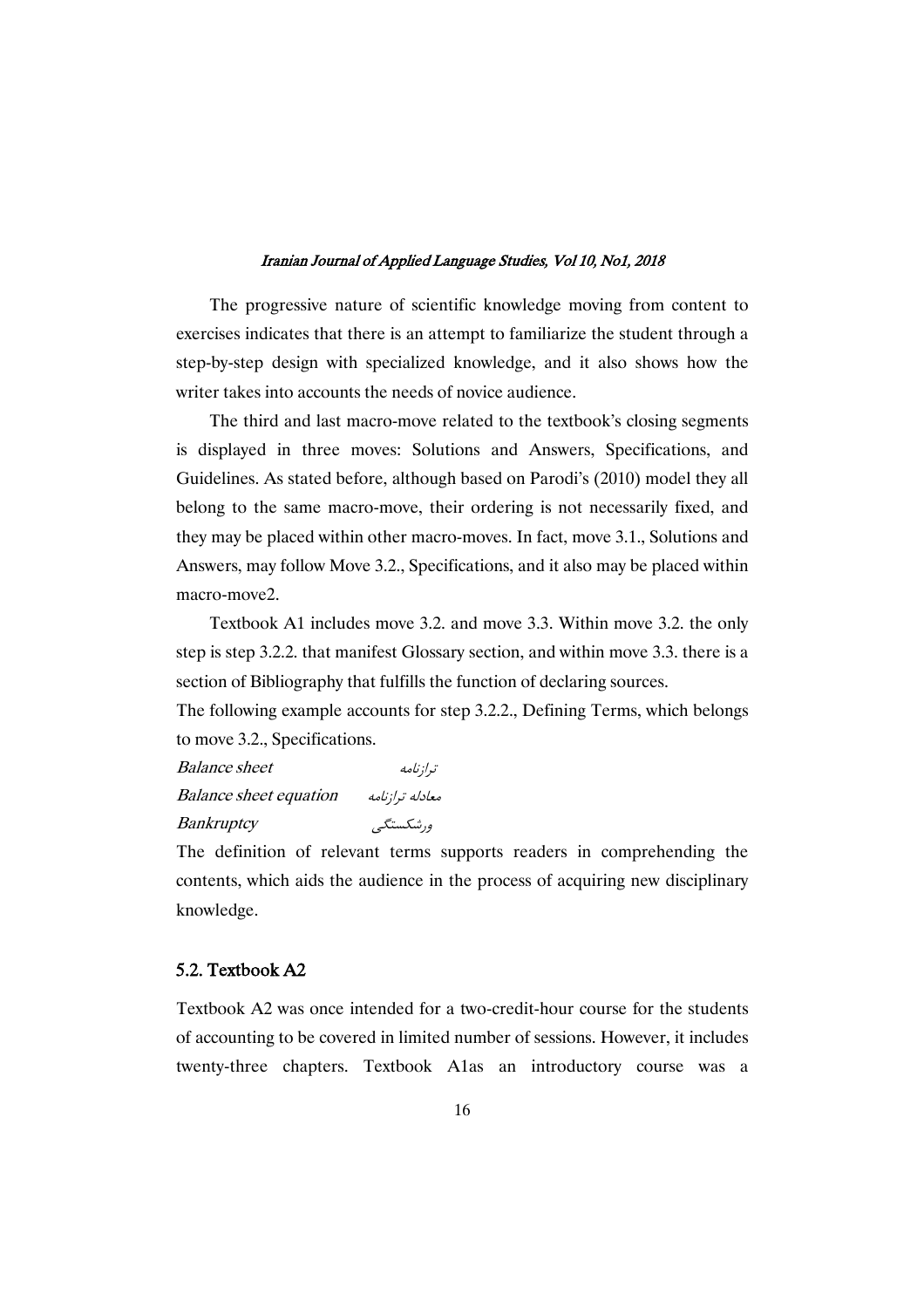The progressive nature of scientific knowledge moving from content to exercises indicates that there is an attempt to familiarize the student through a step-by-step design with specialized knowledge, and it also shows how the writer takes into accounts the needs of novice audience.

The third and last macro-move related to the textbook's closing segments is displayed in three moves: Solutions and Answers, Specifications, and Guidelines. As stated before, although based on Parodi's (2010) model they all belong to the same macro-move, their ordering is not necessarily fixed, and they may be placed within other macro-moves. In fact, move 3.1., Solutions and Answers, may follow Move 3.2., Specifications, and it also may be placed within macro-move2.

Textbook A1 includes move 3.2. and move 3.3. Within move 3.2. the only step is step 3.2.2. that manifest Glossary section, and within move 3.3. there is a section of Bibliography that fulfills the function of declaring sources.

The following example accounts for step 3.2.2., Defining Terms, which belongs to move 3.2., Specifications.

*Balance sheet* ترازنامه
*Balance sheet equation* معادله ترازنامه
*Bankruptcy* ورشکستگی

The definition of relevant terms supports readers in comprehending the contents, which aids the audience in the process of acquiring new disciplinary knowledge.

## 5.2. Textbook A2

Textbook A2 was once intended for a two-credit-hour course for the students of accounting to be covered in limited number of sessions. However, it includes twenty-three chapters. Textbook A1as an introductory course was a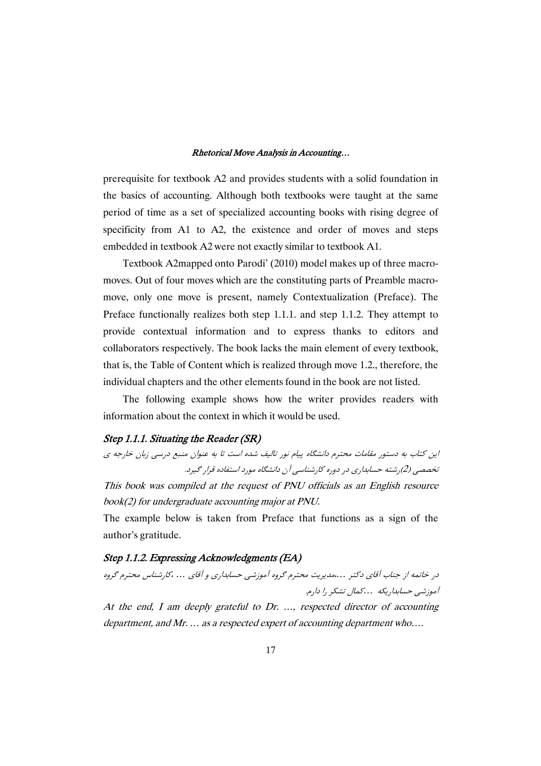prerequisite for textbook A2 and provides students with a solid foundation in the basics of accounting. Although both textbooks were taught at the same period of time as a set of specialized accounting books with rising degree of specificity from A1 to A2, the existence and order of moves and steps embedded in textbook A2 were not exactly similar to textbook A1.

Textbook A2mapped onto Parodi' (2010) model makes up of three macro-moves. Out of four moves which are the constituting parts of Preamble macro-move, only one move is present, namely Contextualization (Preface). The Preface functionally realizes both step 1.1.1. and step 1.1.2. They attempt to provide contextual information and to express thanks to editors and collaborators respectively. The book lacks the main element of every textbook, that is, the Table of Content which is realized through move 1.2., therefore, the individual chapters and the other elements found in the book are not listed.

The following example shows how the writer provides readers with information about the context in which it would be used.

### *Step 1.1.1. Situating the Reader (SR)*

*این کتاب به دستور مقامات محترم دانشگاه پیام نور تالیف شده است تا به عنوان منبع درسی زبان خارجه ی تخصصی (2)رشته حسابداری در دوره کارشناسی آن دانشگاه مورد استفاده قرار گیرد.*

*This book was compiled at the request of PNU officials as an English resource book(2) for undergraduate accounting major at PNU.*

The example below is taken from Preface that functions as a sign of the author's gratitude.

### *Step 1.1.2. Expressing Acknowledgments (EA)*

*در خاتمه از جناب آقای دکتر ...،مدیریت محترم گروه آموزشی حسابداری و آقای ... ،کارشناس محترم گروه آموزشی حسابداریکه ...کمال تشکر را دارم.*

*At the end, I am deeply grateful to Dr. …, respected director of accounting department, and Mr. … as a respected expert of accounting department who….*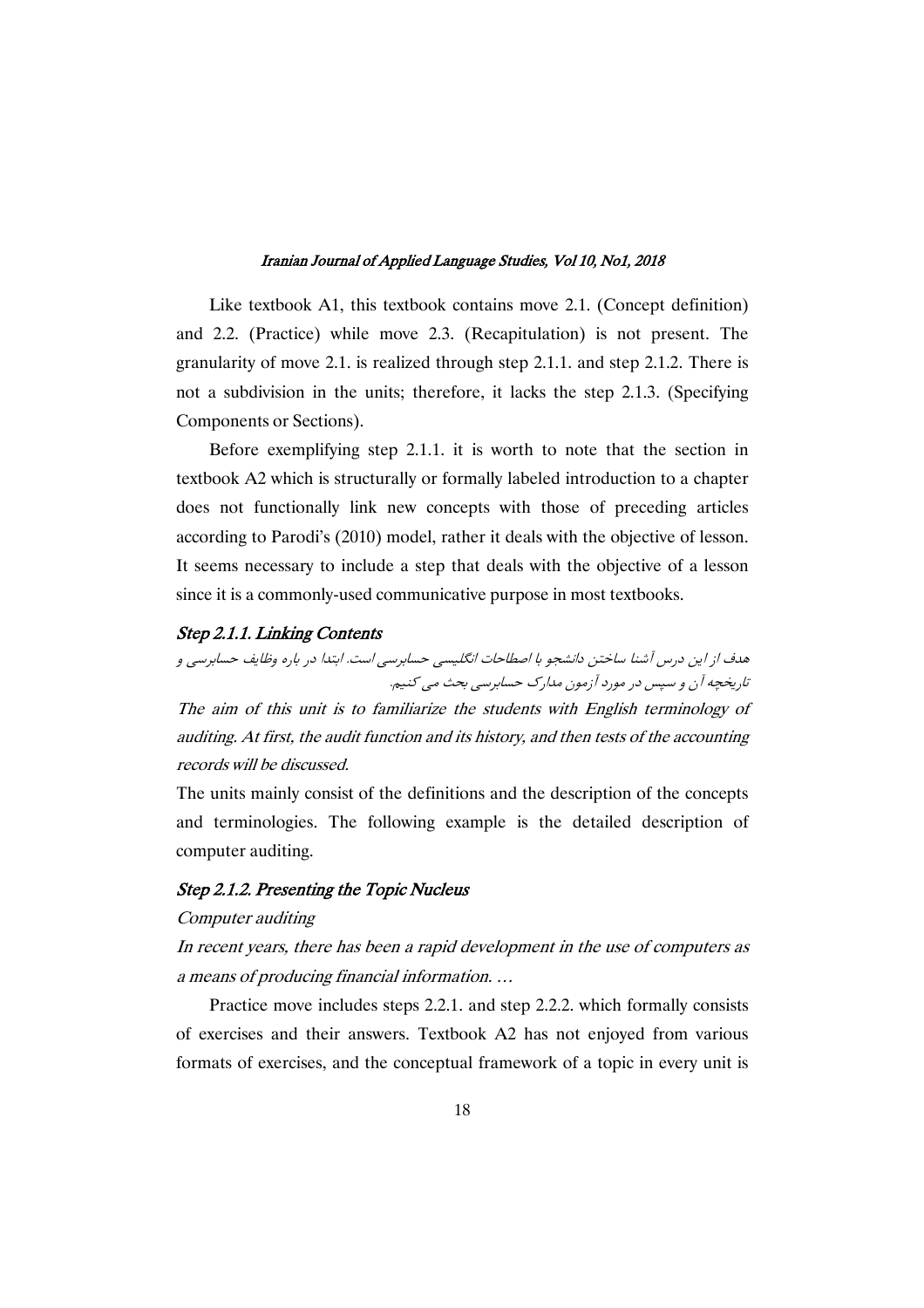Like textbook A1, this textbook contains move 2.1. (Concept definition) and 2.2. (Practice) while move 2.3. (Recapitulation) is not present. The granularity of move 2.1. is realized through step 2.1.1. and step 2.1.2. There is not a subdivision in the units; therefore, it lacks the step 2.1.3. (Specifying Components or Sections).

Before exemplifying step 2.1.1. it is worth to note that the section in textbook A2 which is structurally or formally labeled introduction to a chapter does not functionally link new concepts with those of preceding articles according to Parodi's (2010) model, rather it deals with the objective of lesson. It seems necessary to include a step that deals with the objective of a lesson since it is a commonly-used communicative purpose in most textbooks.

### *Step 2.1.1. Linking Contents*

*هدف از این درس آشنا ساختن دانشجو با اصطلاحات انگلیسی حسابرسی است. ابتدا در باره وظایف حسابرسی و تاریخچه آن و سپس در مورد آزمون مدارک حسابرسی بحث می کنیم.*

*The aim of this unit is to familiarize the students with English terminology of auditing. At first, the audit function and its history, and then tests of the accounting records will be discussed.*

The units mainly consist of the definitions and the description of the concepts and terminologies. The following example is the detailed description of computer auditing.

### *Step 2.1.2. Presenting the Topic Nucleus*

*Computer auditing*

*In recent years, there has been a rapid development in the use of computers as a means of producing financial information. …*

Practice move includes steps 2.2.1. and step 2.2.2. which formally consists of exercises and their answers. Textbook A2 has not enjoyed from various formats of exercises, and the conceptual framework of a topic in every unit is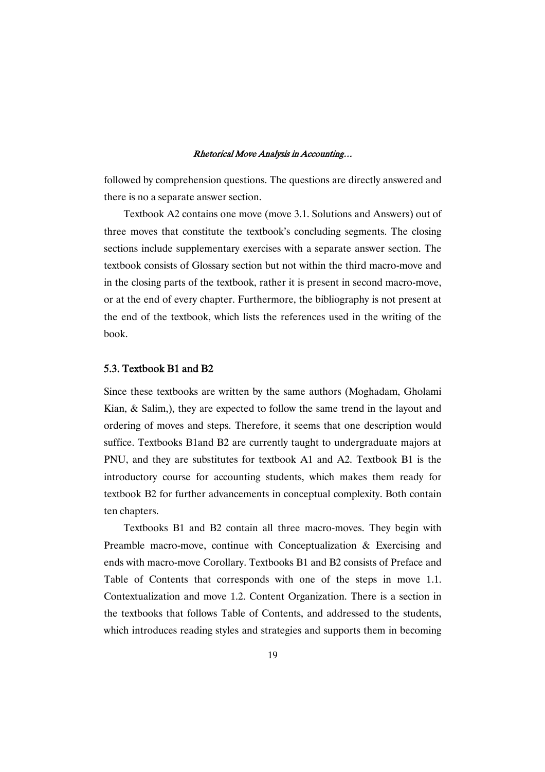followed by comprehension questions. The questions are directly answered and there is no a separate answer section.

Textbook A2 contains one move (move 3.1. Solutions and Answers) out of three moves that constitute the textbook's concluding segments. The closing sections include supplementary exercises with a separate answer section. The textbook consists of Glossary section but not within the third macro-move and in the closing parts of the textbook, rather it is present in second macro-move, or at the end of every chapter. Furthermore, the bibliography is not present at the end of the textbook, which lists the references used in the writing of the book.

### 5.3. Textbook B1 and B2

Since these textbooks are written by the same authors (Moghadam, Gholami Kian, & Salim,), they are expected to follow the same trend in the layout and ordering of moves and steps. Therefore, it seems that one description would suffice. Textbooks B1and B2 are currently taught to undergraduate majors at PNU, and they are substitutes for textbook A1 and A2. Textbook B1 is the introductory course for accounting students, which makes them ready for textbook B2 for further advancements in conceptual complexity. Both contain ten chapters.

Textbooks B1 and B2 contain all three macro-moves. They begin with Preamble macro-move, continue with Conceptualization & Exercising and ends with macro-move Corollary. Textbooks B1 and B2 consists of Preface and Table of Contents that corresponds with one of the steps in move 1.1. Contextualization and move 1.2. Content Organization. There is a section in the textbooks that follows Table of Contents, and addressed to the students, which introduces reading styles and strategies and supports them in becoming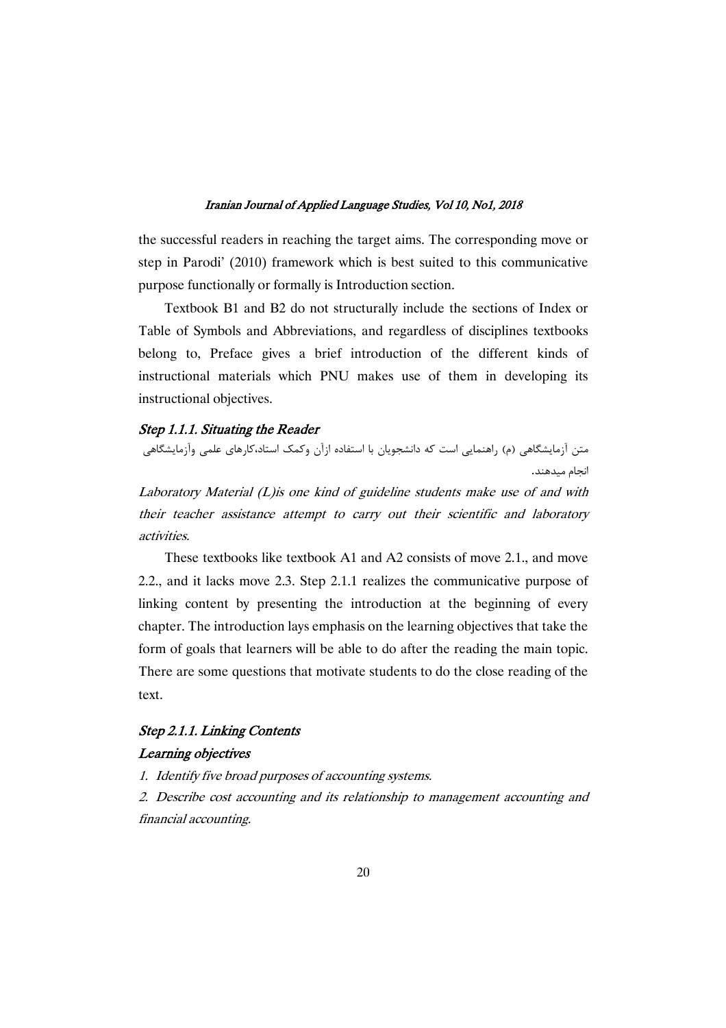the successful readers in reaching the target aims. The corresponding move or step in Parodi' (2010) framework which is best suited to this communicative purpose functionally or formally is Introduction section.

Textbook B1 and B2 do not structurally include the sections of Index or Table of Symbols and Abbreviations, and regardless of disciplines textbooks belong to, Preface gives a brief introduction of the different kinds of instructional materials which PNU makes use of them in developing its instructional objectives.

### *Step 1.1.1. Situating the Reader*

متن آزمایشگاهی (م) راهنمایی است که دانشجویان با استفاده ازآن وکمک استاد،کارهای علمی وآزمایشگاهی انجام میدهند.

*Laboratory Material (L)is one kind of guideline students make use of and with their teacher assistance attempt to carry out their scientific and laboratory activities.*

These textbooks like textbook A1 and A2 consists of move 2.1., and move 2.2., and it lacks move 2.3. Step 2.1.1 realizes the communicative purpose of linking content by presenting the introduction at the beginning of every chapter. The introduction lays emphasis on the learning objectives that take the form of goals that learners will be able to do after the reading the main topic. There are some questions that motivate students to do the close reading of the text.

### *Step 2.1.1. Linking Contents*

#### *Learning objectives*

1. *Identify five broad purposes of accounting systems.*
2. *Describe cost accounting and its relationship to management accounting and financial accounting.*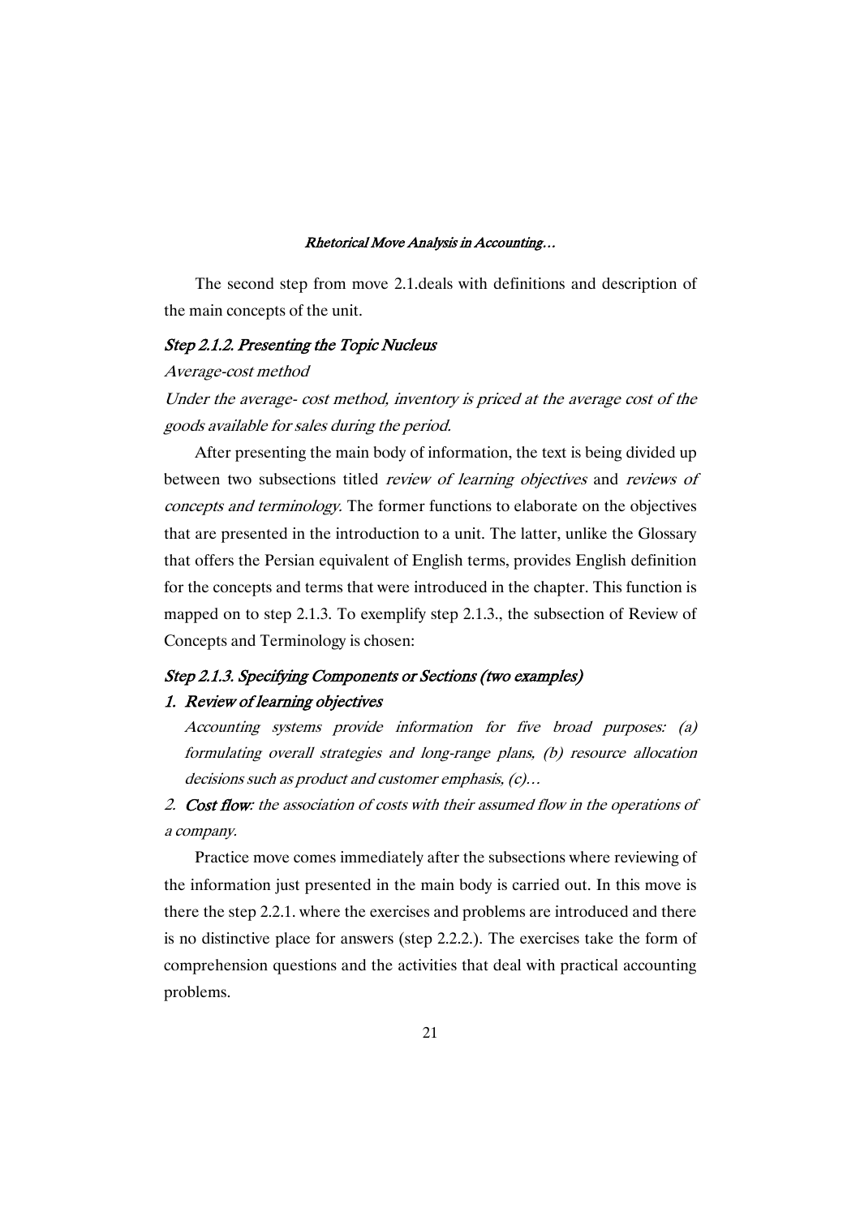The second step from move 2.1.deals with definitions and description of the main concepts of the unit.

### *Step 2.1.2. Presenting the Topic Nucleus*

*Average-cost method*

*Under the average- cost method, inventory is priced at the average cost of the goods available for sales during the period.*

After presenting the main body of information, the text is being divided up between two subsections titled *review of learning objectives* and *reviews of concepts and terminology.* The former functions to elaborate on the objectives that are presented in the introduction to a unit. The latter, unlike the Glossary that offers the Persian equivalent of English terms, provides English definition for the concepts and terms that were introduced in the chapter. This function is mapped on to step 2.1.3. To exemplify step 2.1.3., the subsection of Review of Concepts and Terminology is chosen:

### *Step 2.1.3. Specifying Components or Sections (two examples)*

1. ***Review of learning objectives***

   *Accounting systems provide information for five broad purposes: (a) formulating overall strategies and long-range plans, (b) resource allocation decisions such as product and customer emphasis, (c)…*

2. ***Cost flow****: the association of costs with their assumed flow in the operations of a company.*

Practice move comes immediately after the subsections where reviewing of the information just presented in the main body is carried out. In this move is there the step 2.2.1. where the exercises and problems are introduced and there is no distinctive place for answers (step 2.2.2.). The exercises take the form of comprehension questions and the activities that deal with practical accounting problems.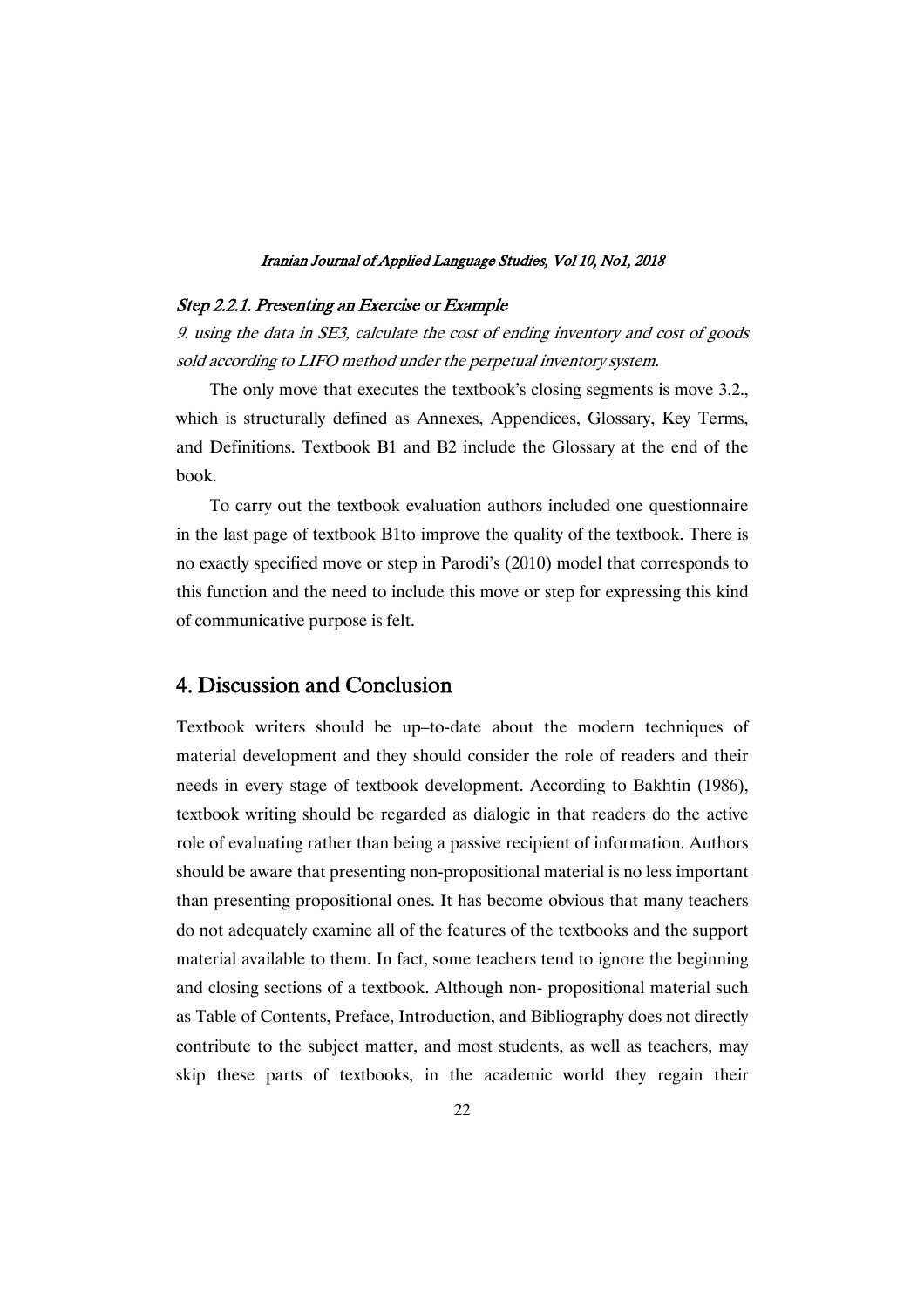### *Step 2.2.1. Presenting an Exercise or Example*

*9. using the data in SE3, calculate the cost of ending inventory and cost of goods sold according to LIFO method under the perpetual inventory system.*

The only move that executes the textbook's closing segments is move 3.2., which is structurally defined as Annexes, Appendices, Glossary, Key Terms, and Definitions. Textbook B1 and B2 include the Glossary at the end of the book.

To carry out the textbook evaluation authors included one questionnaire in the last page of textbook B1to improve the quality of the textbook. There is no exactly specified move or step in Parodi's (2010) model that corresponds to this function and the need to include this move or step for expressing this kind of communicative purpose is felt.

## 4. Discussion and Conclusion

Textbook writers should be up–to-date about the modern techniques of material development and they should consider the role of readers and their needs in every stage of textbook development. According to Bakhtin (1986), textbook writing should be regarded as dialogic in that readers do the active role of evaluating rather than being a passive recipient of information. Authors should be aware that presenting non-propositional material is no less important than presenting propositional ones. It has become obvious that many teachers do not adequately examine all of the features of the textbooks and the support material available to them. In fact, some teachers tend to ignore the beginning and closing sections of a textbook. Although non- propositional material such as Table of Contents, Preface, Introduction, and Bibliography does not directly contribute to the subject matter, and most students, as well as teachers, may skip these parts of textbooks, in the academic world they regain their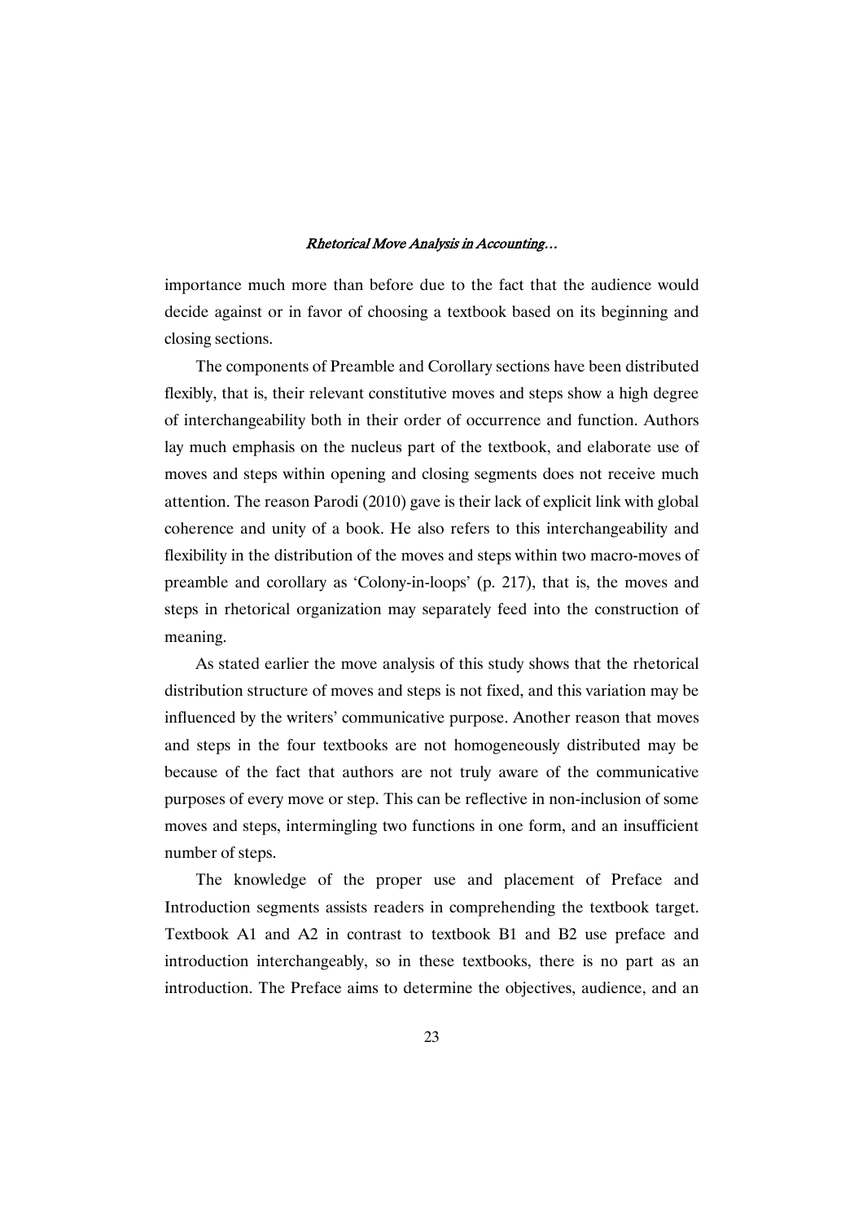importance much more than before due to the fact that the audience would decide against or in favor of choosing a textbook based on its beginning and closing sections.

The components of Preamble and Corollary sections have been distributed flexibly, that is, their relevant constitutive moves and steps show a high degree of interchangeability both in their order of occurrence and function. Authors lay much emphasis on the nucleus part of the textbook, and elaborate use of moves and steps within opening and closing segments does not receive much attention. The reason Parodi (2010) gave is their lack of explicit link with global coherence and unity of a book. He also refers to this interchangeability and flexibility in the distribution of the moves and steps within two macro-moves of preamble and corollary as 'Colony-in-loops' (p. 217), that is, the moves and steps in rhetorical organization may separately feed into the construction of meaning.

As stated earlier the move analysis of this study shows that the rhetorical distribution structure of moves and steps is not fixed, and this variation may be influenced by the writers' communicative purpose. Another reason that moves and steps in the four textbooks are not homogeneously distributed may be because of the fact that authors are not truly aware of the communicative purposes of every move or step. This can be reflective in non-inclusion of some moves and steps, intermingling two functions in one form, and an insufficient number of steps.

The knowledge of the proper use and placement of Preface and Introduction segments assists readers in comprehending the textbook target. Textbook A1 and A2 in contrast to textbook B1 and B2 use preface and introduction interchangeably, so in these textbooks, there is no part as an introduction. The Preface aims to determine the objectives, audience, and an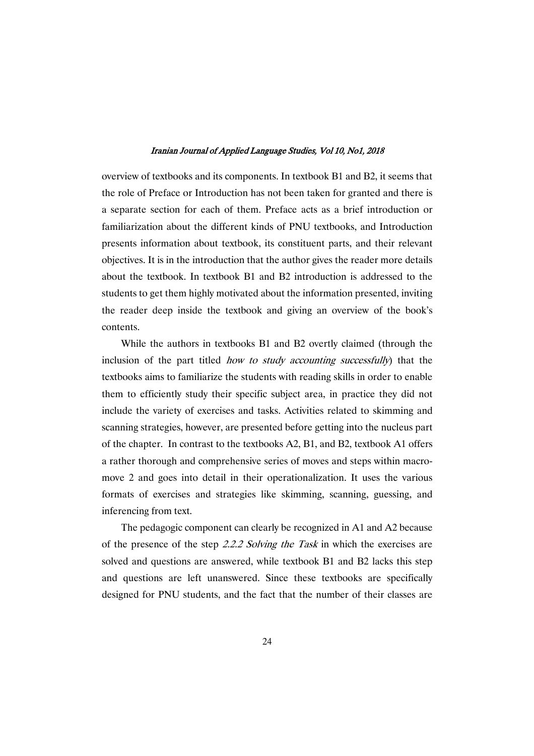overview of textbooks and its components. In textbook B1 and B2, it seems that the role of Preface or Introduction has not been taken for granted and there is a separate section for each of them. Preface acts as a brief introduction or familiarization about the different kinds of PNU textbooks, and Introduction presents information about textbook, its constituent parts, and their relevant objectives. It is in the introduction that the author gives the reader more details about the textbook. In textbook B1 and B2 introduction is addressed to the students to get them highly motivated about the information presented, inviting the reader deep inside the textbook and giving an overview of the book's contents.

While the authors in textbooks B1 and B2 overtly claimed (through the inclusion of the part titled *how to study accounting successfully*) that the textbooks aims to familiarize the students with reading skills in order to enable them to efficiently study their specific subject area, in practice they did not include the variety of exercises and tasks. Activities related to skimming and scanning strategies, however, are presented before getting into the nucleus part of the chapter. In contrast to the textbooks A2, B1, and B2, textbook A1 offers a rather thorough and comprehensive series of moves and steps within macro-move 2 and goes into detail in their operationalization. It uses the various formats of exercises and strategies like skimming, scanning, guessing, and inferencing from text.

The pedagogic component can clearly be recognized in A1 and A2 because of the presence of the step *2.2.2 Solving the Task* in which the exercises are solved and questions are answered, while textbook B1 and B2 lacks this step and questions are left unanswered. Since these textbooks are specifically designed for PNU students, and the fact that the number of their classes are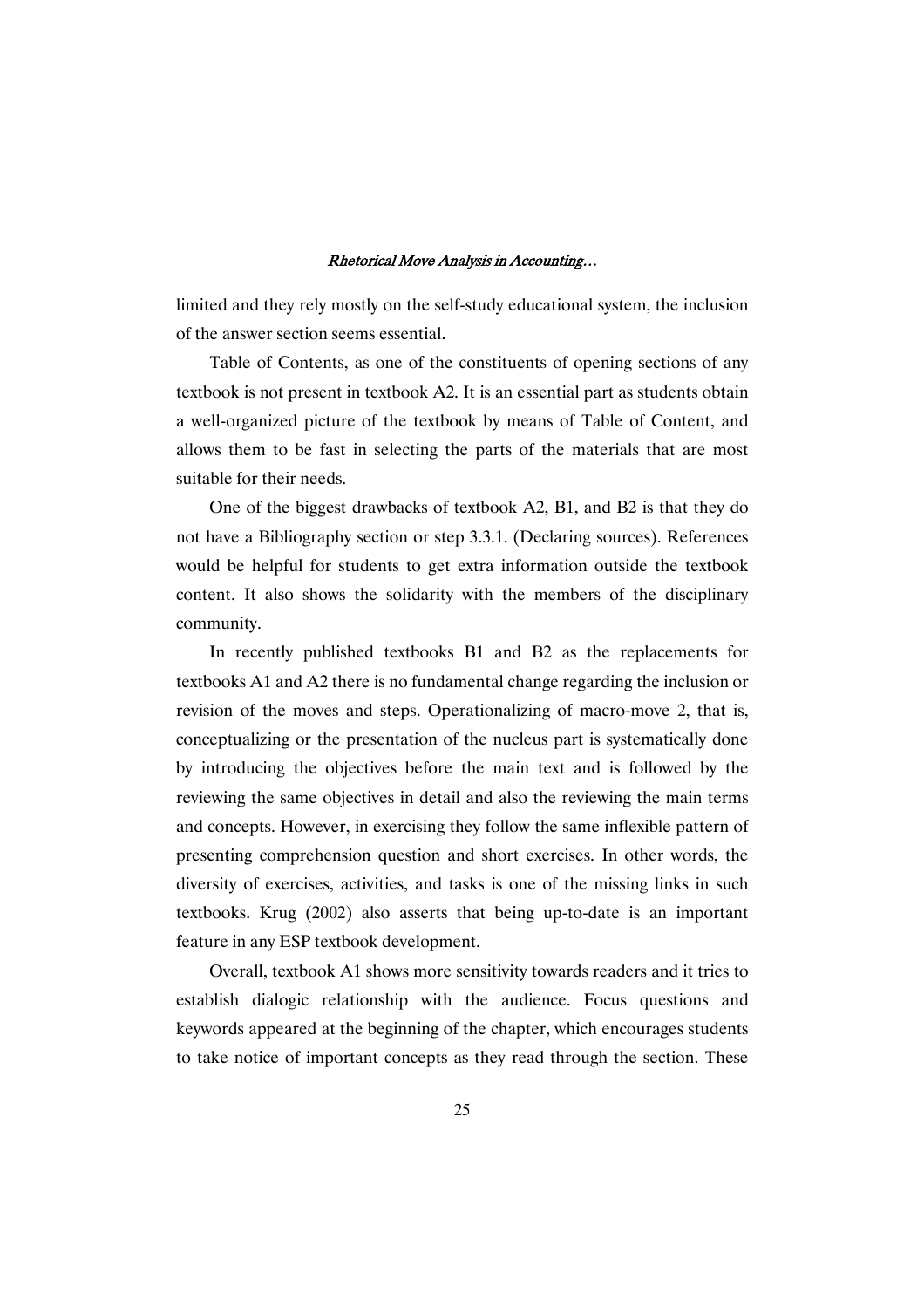limited and they rely mostly on the self-study educational system, the inclusion of the answer section seems essential.

Table of Contents, as one of the constituents of opening sections of any textbook is not present in textbook A2. It is an essential part as students obtain a well-organized picture of the textbook by means of Table of Content, and allows them to be fast in selecting the parts of the materials that are most suitable for their needs.

One of the biggest drawbacks of textbook A2, B1, and B2 is that they do not have a Bibliography section or step 3.3.1. (Declaring sources). References would be helpful for students to get extra information outside the textbook content. It also shows the solidarity with the members of the disciplinary community.

In recently published textbooks B1 and B2 as the replacements for textbooks A1 and A2 there is no fundamental change regarding the inclusion or revision of the moves and steps. Operationalizing of macro-move 2, that is, conceptualizing or the presentation of the nucleus part is systematically done by introducing the objectives before the main text and is followed by the reviewing the same objectives in detail and also the reviewing the main terms and concepts. However, in exercising they follow the same inflexible pattern of presenting comprehension question and short exercises. In other words, the diversity of exercises, activities, and tasks is one of the missing links in such textbooks. Krug (2002) also asserts that being up-to-date is an important feature in any ESP textbook development.

Overall, textbook A1 shows more sensitivity towards readers and it tries to establish dialogic relationship with the audience. Focus questions and keywords appeared at the beginning of the chapter, which encourages students to take notice of important concepts as they read through the section. These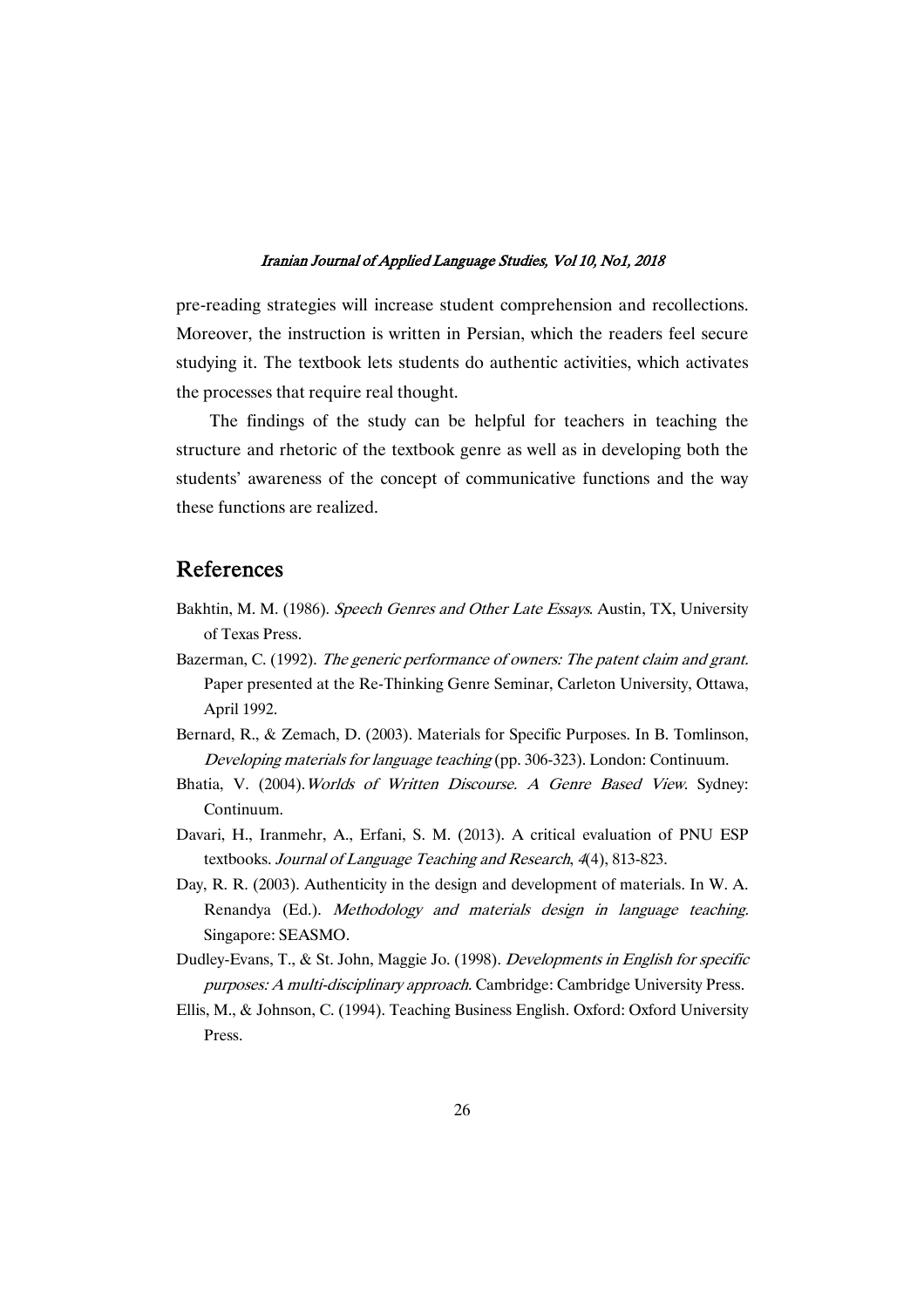pre-reading strategies will increase student comprehension and recollections. Moreover, the instruction is written in Persian, which the readers feel secure studying it. The textbook lets students do authentic activities, which activates the processes that require real thought.

The findings of the study can be helpful for teachers in teaching the structure and rhetoric of the textbook genre as well as in developing both the students' awareness of the concept of communicative functions and the way these functions are realized.

## References

Bakhtin, M. M. (1986). *Speech Genres and Other Late Essays*. Austin, TX, University of Texas Press.

Bazerman, C. (1992). *The generic performance of owners: The patent claim and grant.* Paper presented at the Re-Thinking Genre Seminar, Carleton University, Ottawa, April 1992.

Bernard, R., & Zemach, D. (2003). Materials for Specific Purposes. In B. Tomlinson, *Developing materials for language teaching* (pp. 306-323). London: Continuum.

Bhatia, V. (2004).*Worlds of Written Discourse. A Genre Based View*. Sydney: Continuum.

Davari, H., Iranmehr, A., Erfani, S. M. (2013). A critical evaluation of PNU ESP textbooks. *Journal of Language Teaching and Research*, *4*(4), 813-823.

Day, R. R. (2003). Authenticity in the design and development of materials. In W. A. Renandya (Ed.). *Methodology and materials design in language teaching.* Singapore: SEASMO.

Dudley-Evans, T., & St. John, Maggie Jo. (1998). *Developments in English for specific purposes: A multi-disciplinary approach*. Cambridge: Cambridge University Press.

Ellis, M., & Johnson, C. (1994). Teaching Business English. Oxford: Oxford University Press.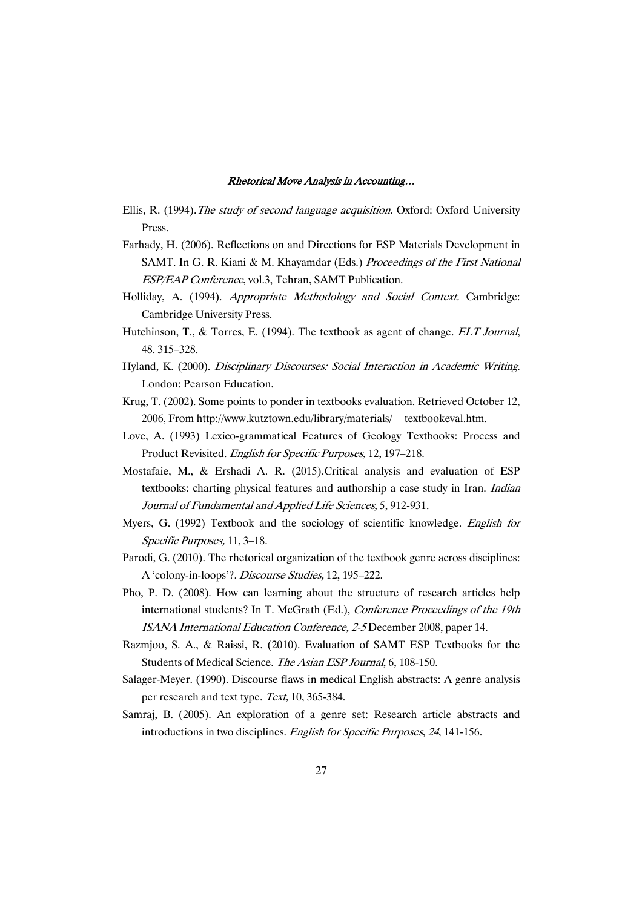Ellis, R. (1994). *The study of second language acquisition.* Oxford: Oxford University Press.

Farhady, H. (2006). Reflections on and Directions for ESP Materials Development in SAMT. In G. R. Kiani & M. Khayamdar (Eds.) *Proceedings of the First National ESP/EAP Conference*, vol.3, Tehran, SAMT Publication.

Holliday, A. (1994). *Appropriate Methodology and Social Context.* Cambridge: Cambridge University Press.

Hutchinson, T., & Torres, E. (1994). The textbook as agent of change. *ELT Journal*, 48. 315–328.

Hyland, K. (2000). *Disciplinary Discourses: Social Interaction in Academic Writing*. London: Pearson Education.

Krug, T. (2002). Some points to ponder in textbooks evaluation. Retrieved October 12, 2006, From http://www.kutztown.edu/library/materials/ textbookeval.htm.

Love, A. (1993) Lexico-grammatical Features of Geology Textbooks: Process and Product Revisited. *English for Specific Purposes,* 12, 197–218.

Mostafaie, M., & Ershadi A. R. (2015).Critical analysis and evaluation of ESP textbooks: charting physical features and authorship a case study in Iran. *Indian Journal of Fundamental and Applied Life Sciences,* 5, 912-931.

Myers, G. (1992) Textbook and the sociology of scientific knowledge. *English for Specific Purposes,* 11, 3–18.

Parodi, G. (2010). The rhetorical organization of the textbook genre across disciplines: A 'colony-in-loops'?. *Discourse Studies,* 12, 195–222.

Pho, P. D. (2008). How can learning about the structure of research articles help international students? In T. McGrath (Ed.), *Conference Proceedings of the 19th ISANA International Education Conference, 2-5* December 2008, paper 14.

Razmjoo, S. A., & Raissi, R. (2010). Evaluation of SAMT ESP Textbooks for the Students of Medical Science. *The Asian ESP Journal*, 6, 108-150.

Salager-Meyer. (1990). Discourse flaws in medical English abstracts: A genre analysis per research and text type. *Text,* 10, 365-384.

Samraj, B. (2005). An exploration of a genre set: Research article abstracts and introductions in two disciplines. *English for Specific Purposes*, *24*, 141-156.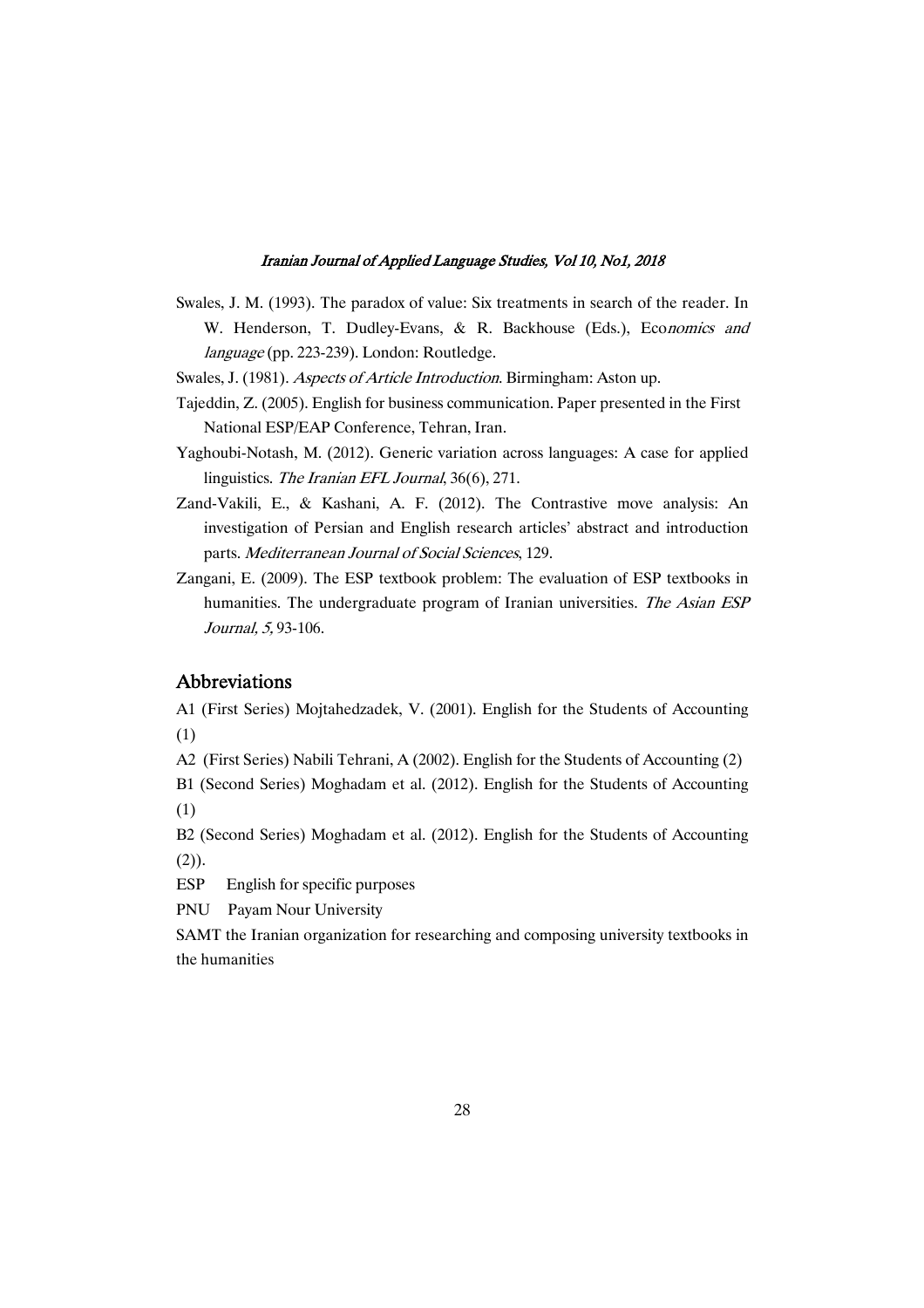Swales, J. M. (1993). The paradox of value: Six treatments in search of the reader. In W. Henderson, T. Dudley-Evans, & R. Backhouse (Eds.), Eco*nomics and language* (pp. 223-239). London: Routledge.

Swales, J. (1981). *Aspects of Article Introduction*. Birmingham: Aston up.

Tajeddin, Z. (2005). English for business communication. Paper presented in the First National ESP/EAP Conference, Tehran, Iran.

Yaghoubi-Notash, M. (2012). Generic variation across languages: A case for applied linguistics. *The Iranian EFL Journal*, 36(6), 271.

Zand-Vakili, E., & Kashani, A. F. (2012). The Contrastive move analysis: An investigation of Persian and English research articles' abstract and introduction parts. *Mediterranean Journal of Social Sciences*, 129.

Zangani, E. (2009). The ESP textbook problem: The evaluation of ESP textbooks in humanities. The undergraduate program of Iranian universities. *The Asian ESP Journal, 5*, 93-106.

## Abbreviations

A1 (First Series) Mojtahedzadek, V. (2001). English for the Students of Accounting (1)

A2 (First Series) Nabili Tehrani, A (2002). English for the Students of Accounting (2)

B1 (Second Series) Moghadam et al. (2012). English for the Students of Accounting (1)

B2 (Second Series) Moghadam et al. (2012). English for the Students of Accounting (2)).

ESP English for specific purposes

PNU Payam Nour University

SAMT the Iranian organization for researching and composing university textbooks in the humanities